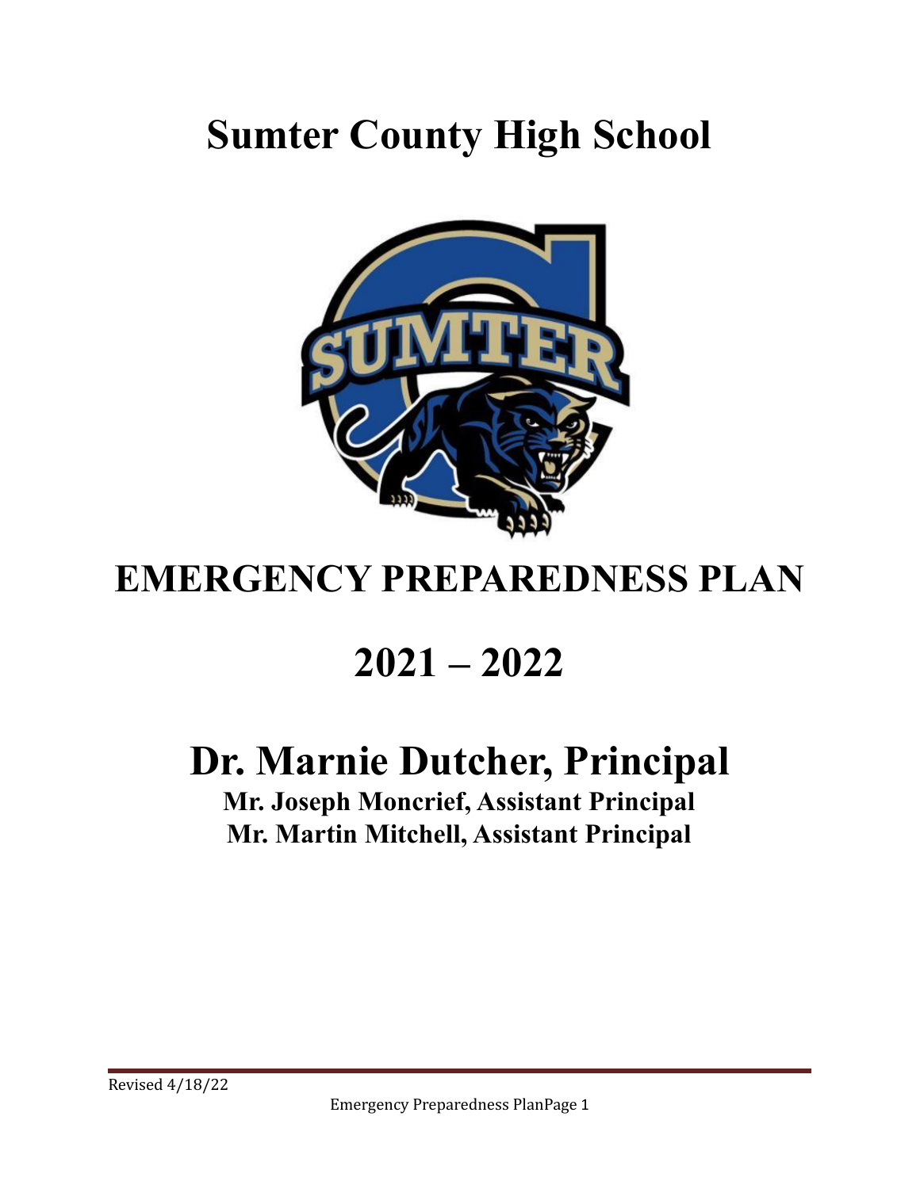# Sumter County High School

# EMERGENCY PREPAREDNESS PLAN

# 2021 – 2022

## Dr. Marnie Dutcher, Principal

**Mr. Joseph Moncrief, Assistant Principal**
**Mr. Martin Mitchell, Assistant Principal**

Revised 4/18/22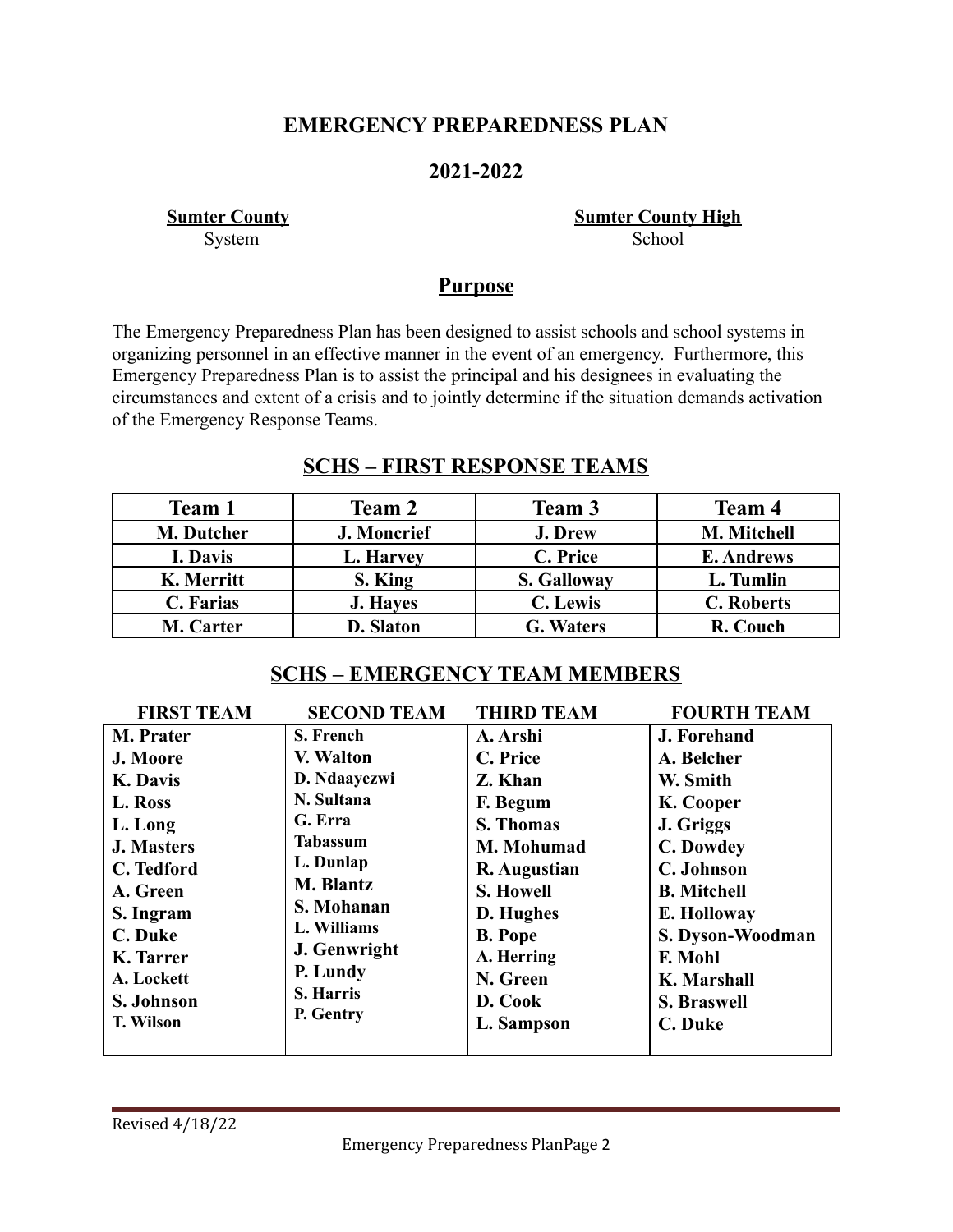# EMERGENCY PREPAREDNESS PLAN

## 2021-2022

**Sumter County**
System

**Sumter County High**
School

## Purpose

The Emergency Preparedness Plan has been designed to assist schools and school systems in organizing personnel in an effective manner in the event of an emergency. Furthermore, this Emergency Preparedness Plan is to assist the principal and his designees in evaluating the circumstances and extent of a crisis and to jointly determine if the situation demands activation of the Emergency Response Teams.

## SCHS – FIRST RESPONSE TEAMS

| Team 1 | Team 2 | Team 3 | Team 4 |
|---|---|---|---|
| M. Dutcher | J. Moncrief | J. Drew | M. Mitchell |
| I. Davis | L. Harvey | C. Price | E. Andrews |
| K. Merritt | S. King | S. Galloway | L. Tumlin |
| C. Farias | J. Hayes | C. Lewis | C. Roberts |
| M. Carter | D. Slaton | G. Waters | R. Couch |

## SCHS – EMERGENCY TEAM MEMBERS

| FIRST TEAM | SECOND TEAM | THIRD TEAM | FOURTH TEAM |
|---|---|---|---|
| M. Prater | S. French | A. Arshi | J. Forehand |
| J. Moore | V. Walton | C. Price | A. Belcher |
| K. Davis | D. Ndaayezwi | Z. Khan | W. Smith |
| L. Ross | N. Sultana | F. Begum | K. Cooper |
| L. Long | G. Erra | S. Thomas | J. Griggs |
| J. Masters | Tabassum | M. Mohumad | C. Dowdey |
| C. Tedford | L. Dunlap | R. Augustian | C. Johnson |
| A. Green | M. Blantz | S. Howell | B. Mitchell |
| S. Ingram | S. Mohanan | D. Hughes | E. Holloway |
| C. Duke | L. Williams | B. Pope | S. Dyson-Woodman |
| K. Tarrer | J. Genwright | A. Herring | F. Mohl |
| A. Lockett | P. Lundy | N. Green | K. Marshall |
| S. Johnson | S. Harris | D. Cook | S. Braswell |
| T. Wilson | P. Gentry | L. Sampson | C. Duke |

Revised 4/18/22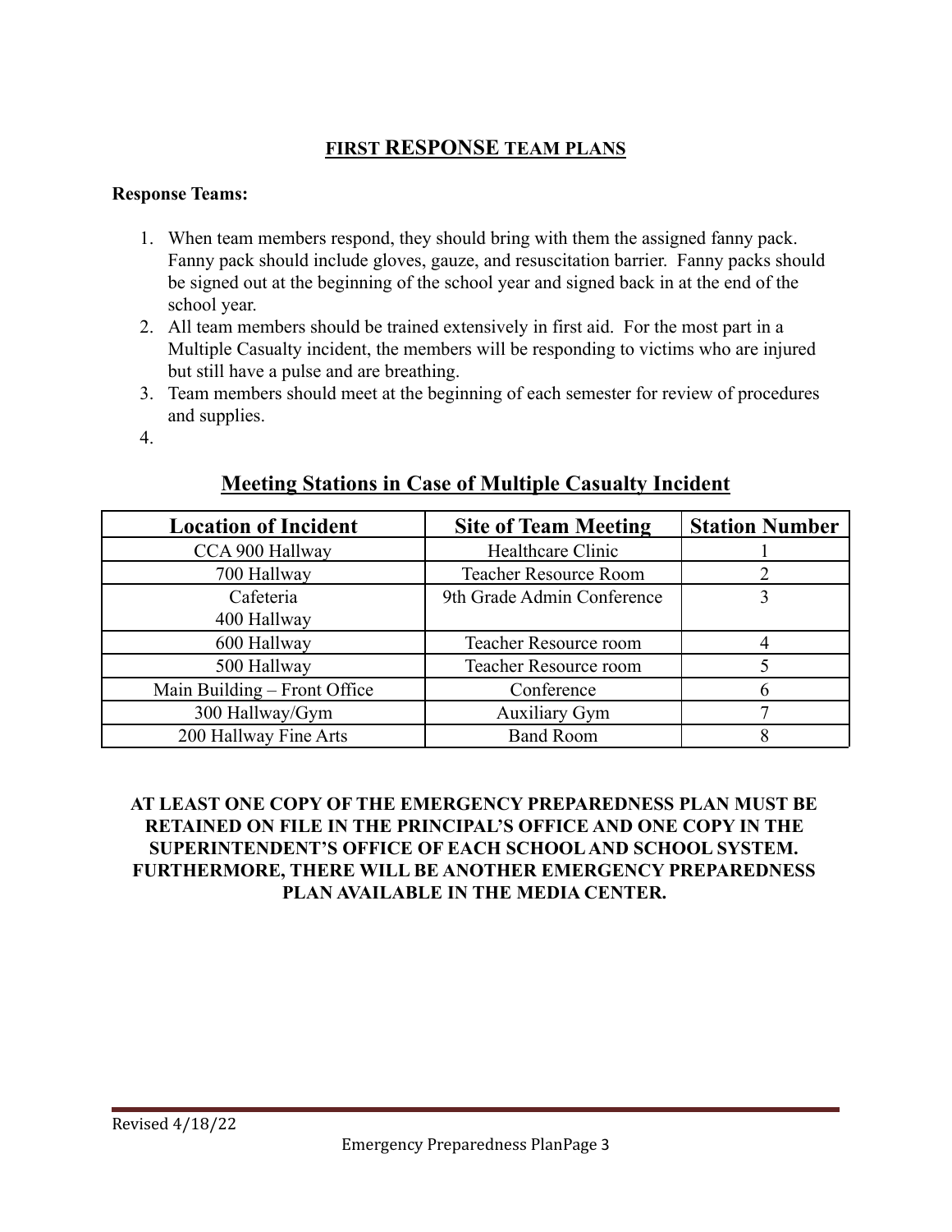## FIRST RESPONSE TEAM PLANS

**Response Teams:**

1. When team members respond, they should bring with them the assigned fanny pack. Fanny pack should include gloves, gauze, and resuscitation barrier. Fanny packs should be signed out at the beginning of the school year and signed back in at the end of the school year.
2. All team members should be trained extensively in first aid. For the most part in a Multiple Casualty incident, the members will be responding to victims who are injured but still have a pulse and are breathing.
3. Team members should meet at the beginning of each semester for review of procedures and supplies.
4.

## Meeting Stations in Case of Multiple Casualty Incident

| Location of Incident | Site of Team Meeting | Station Number |
|---|---|---|
| CCA 900 Hallway | Healthcare Clinic | 1 |
| 700 Hallway | Teacher Resource Room | 2 |
| Cafeteria<br>400 Hallway | 9th Grade Admin Conference | 3 |
| 600 Hallway | Teacher Resource room | 4 |
| 500 Hallway | Teacher Resource room | 5 |
| Main Building – Front Office | Conference | 6 |
| 300 Hallway/Gym | Auxiliary Gym | 7 |
| 200 Hallway Fine Arts | Band Room | 8 |

**AT LEAST ONE COPY OF THE EMERGENCY PREPAREDNESS PLAN MUST BE RETAINED ON FILE IN THE PRINCIPAL'S OFFICE AND ONE COPY IN THE SUPERINTENDENT'S OFFICE OF EACH SCHOOL AND SCHOOL SYSTEM. FURTHERMORE, THERE WILL BE ANOTHER EMERGENCY PREPAREDNESS PLAN AVAILABLE IN THE MEDIA CENTER.**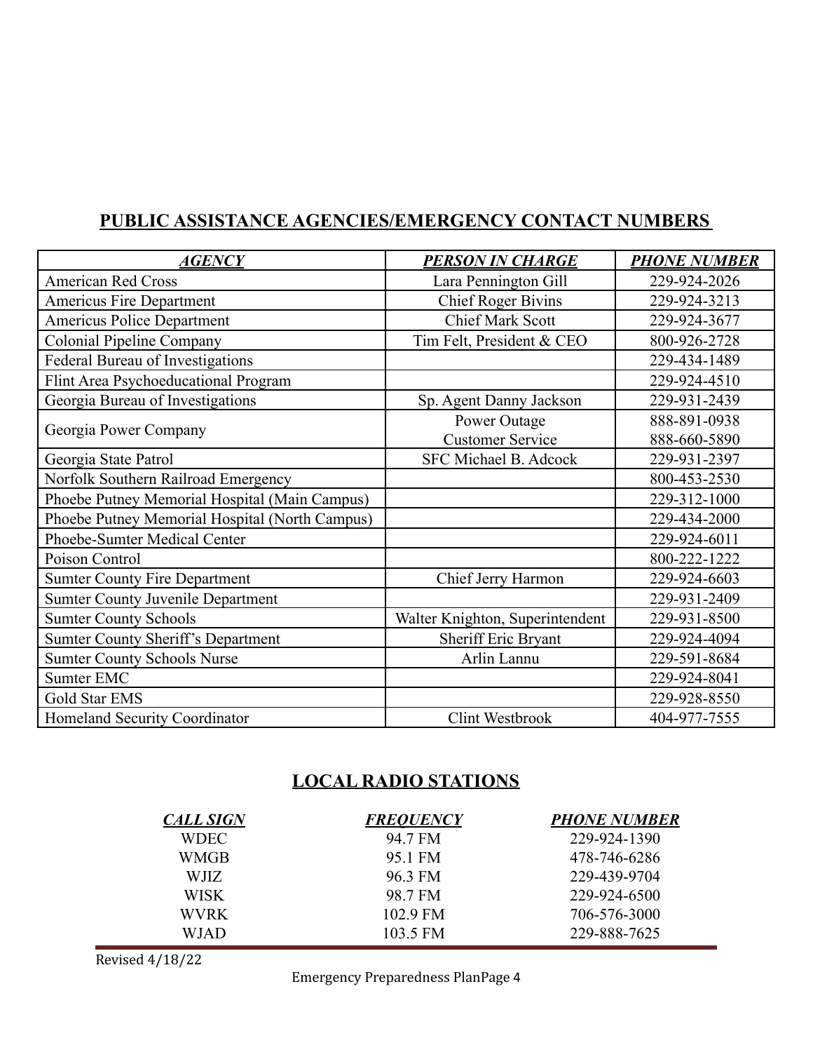## PUBLIC ASSISTANCE AGENCIES/EMERGENCY CONTACT NUMBERS

| ***AGENCY*** | ***PERSON IN CHARGE*** | ***PHONE NUMBER*** |
|---|---|---|
| American Red Cross | Lara Pennington Gill | 229-924-2026 |
| Americus Fire Department | Chief Roger Bivins | 229-924-3213 |
| Americus Police Department | Chief Mark Scott | 229-924-3677 |
| Colonial Pipeline Company | Tim Felt, President & CEO | 800-926-2728 |
| Federal Bureau of Investigations | | 229-434-1489 |
| Flint Area Psychoeducational Program | | 229-924-4510 |
| Georgia Bureau of Investigations | Sp. Agent Danny Jackson | 229-931-2439 |
| Georgia Power Company | Power Outage<br>Customer Service | 888-891-0938<br>888-660-5890 |
| Georgia State Patrol | SFC Michael B. Adcock | 229-931-2397 |
| Norfolk Southern Railroad Emergency | | 800-453-2530 |
| Phoebe Putney Memorial Hospital (Main Campus) | | 229-312-1000 |
| Phoebe Putney Memorial Hospital (North Campus) | | 229-434-2000 |
| Phoebe-Sumter Medical Center | | 229-924-6011 |
| Poison Control | | 800-222-1222 |
| Sumter County Fire Department | Chief Jerry Harmon | 229-924-6603 |
| Sumter County Juvenile Department | | 229-931-2409 |
| Sumter County Schools | Walter Knighton, Superintendent | 229-931-8500 |
| Sumter County Sheriff's Department | Sheriff Eric Bryant | 229-924-4094 |
| Sumter County Schools Nurse | Arlin Lannu | 229-591-8684 |
| Sumter EMC | | 229-924-8041 |
| Gold Star EMS | | 229-928-8550 |
| Homeland Security Coordinator | Clint Westbrook | 404-977-7555 |

## LOCAL RADIO STATIONS

| ***CALL SIGN*** | ***FREQUENCY*** | ***PHONE NUMBER*** |
|---|---|---|
| WDEC | 94.7 FM | 229-924-1390 |
| WMGB | 95.1 FM | 478-746-6286 |
| WJIZ | 96.3 FM | 229-439-9704 |
| WISK | 98.7 FM | 229-924-6500 |
| WVRK | 102.9 FM | 706-576-3000 |
| WJAD | 103.5 FM | 229-888-7625 |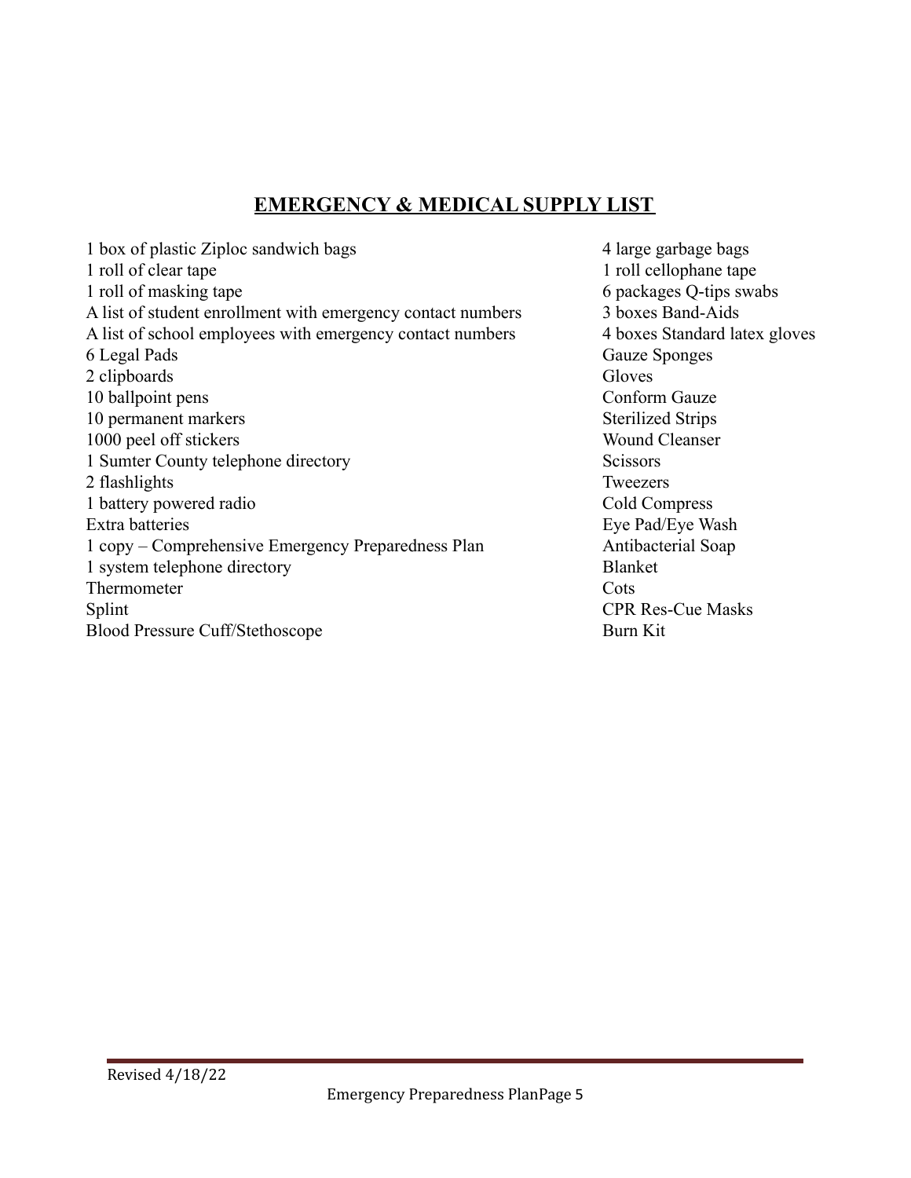## EMERGENCY & MEDICAL SUPPLY LIST

1 box of plastic Ziploc sandwich bags
1 roll of clear tape
1 roll of masking tape
A list of student enrollment with emergency contact numbers
A list of school employees with emergency contact numbers
6 Legal Pads
2 clipboards
10 ballpoint pens
10 permanent markers
1000 peel off stickers
1 Sumter County telephone directory
2 flashlights
1 battery powered radio
Extra batteries
1 copy – Comprehensive Emergency Preparedness Plan
1 system telephone directory
Thermometer
Splint
Blood Pressure Cuff/Stethoscope
4 large garbage bags
1 roll cellophane tape
6 packages Q-tips swabs
3 boxes Band-Aids
4 boxes Standard latex gloves
Gauze Sponges
Gloves
Conform Gauze
Sterilized Strips
Wound Cleanser
Scissors
Tweezers
Cold Compress
Eye Pad/Eye Wash
Antibacterial Soap
Blanket
Cots
CPR Res-Cue Masks
Burn Kit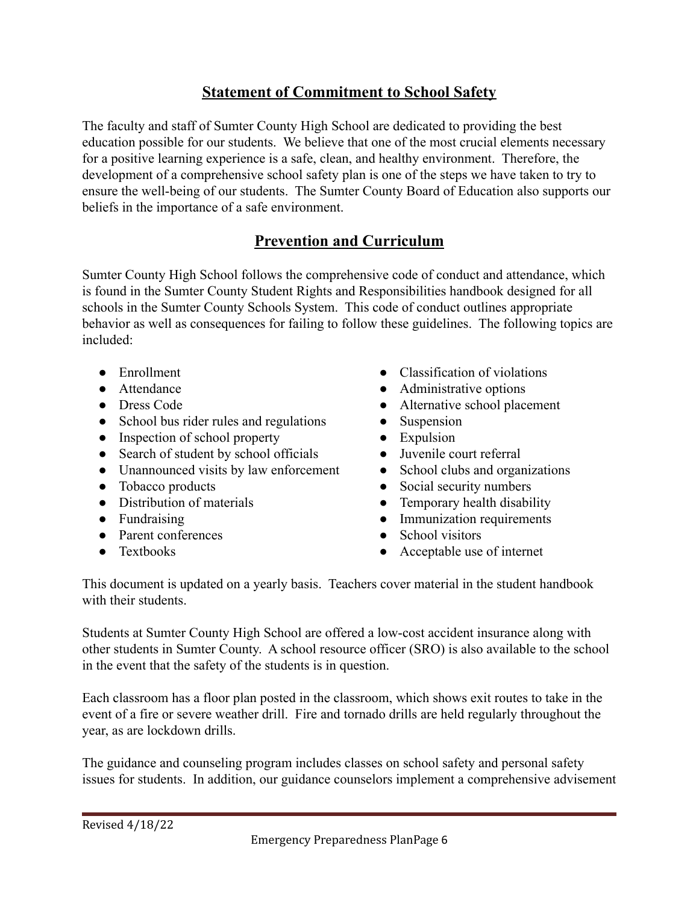## Statement of Commitment to School Safety

The faculty and staff of Sumter County High School are dedicated to providing the best education possible for our students. We believe that one of the most crucial elements necessary for a positive learning experience is a safe, clean, and healthy environment. Therefore, the development of a comprehensive school safety plan is one of the steps we have taken to try to ensure the well-being of our students. The Sumter County Board of Education also supports our beliefs in the importance of a safe environment.

## Prevention and Curriculum

Sumter County High School follows the comprehensive code of conduct and attendance, which is found in the Sumter County Student Rights and Responsibilities handbook designed for all schools in the Sumter County Schools System. This code of conduct outlines appropriate behavior as well as consequences for failing to follow these guidelines. The following topics are included:

- Enrollment
- Attendance
- Dress Code
- School bus rider rules and regulations
- Inspection of school property
- Search of student by school officials
- Unannounced visits by law enforcement
- Tobacco products
- Distribution of materials
- Fundraising
- Parent conferences
- Textbooks
- Classification of violations
- Administrative options
- Alternative school placement
- Suspension
- Expulsion
- Juvenile court referral
- School clubs and organizations
- Social security numbers
- Temporary health disability
- Immunization requirements
- School visitors
- Acceptable use of internet

This document is updated on a yearly basis. Teachers cover material in the student handbook with their students.

Students at Sumter County High School are offered a low-cost accident insurance along with other students in Sumter County. A school resource officer (SRO) is also available to the school in the event that the safety of the students is in question.

Each classroom has a floor plan posted in the classroom, which shows exit routes to take in the event of a fire or severe weather drill. Fire and tornado drills are held regularly throughout the year, as are lockdown drills.

The guidance and counseling program includes classes on school safety and personal safety issues for students. In addition, our guidance counselors implement a comprehensive advisement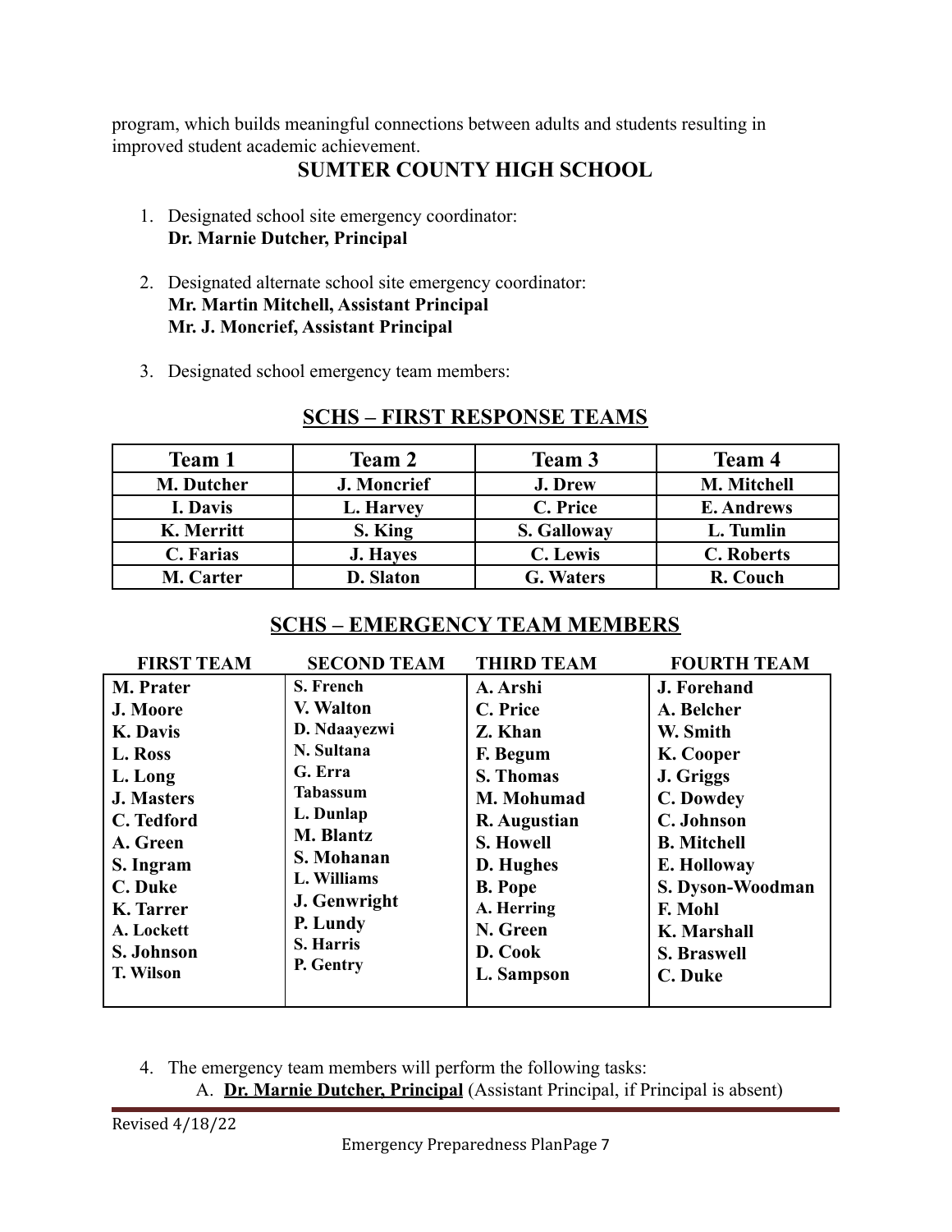program, which builds meaningful connections between adults and students resulting in improved student academic achievement.

## SUMTER COUNTY HIGH SCHOOL

1. Designated school site emergency coordinator:
   **Dr. Marnie Dutcher, Principal**

2. Designated alternate school site emergency coordinator:
   **Mr. Martin Mitchell, Assistant Principal**
   **Mr. J. Moncrief, Assistant Principal**

3. Designated school emergency team members:

### SCHS – FIRST RESPONSE TEAMS

| Team 1 | Team 2 | Team 3 | Team 4 |
|---|---|---|---|
| M. Dutcher | J. Moncrief | J. Drew | M. Mitchell |
| I. Davis | L. Harvey | C. Price | E. Andrews |
| K. Merritt | S. King | S. Galloway | L. Tumlin |
| C. Farias | J. Hayes | C. Lewis | C. Roberts |
| M. Carter | D. Slaton | G. Waters | R. Couch |

### SCHS – EMERGENCY TEAM MEMBERS

| FIRST TEAM | SECOND TEAM | THIRD TEAM | FOURTH TEAM |
|---|---|---|---|
| M. Prater | S. French | A. Arshi | J. Forehand |
| J. Moore | V. Walton | C. Price | A. Belcher |
| K. Davis | D. Ndaayezwi | Z. Khan | W. Smith |
| L. Ross | N. Sultana | F. Begum | K. Cooper |
| L. Long | G. Erra | S. Thomas | J. Griggs |
| J. Masters | Tabassum | M. Mohumad | C. Dowdey |
| C. Tedford | L. Dunlap | R. Augustian | C. Johnson |
| A. Green | M. Blantz | S. Howell | B. Mitchell |
| S. Ingram | S. Mohanan | D. Hughes | E. Holloway |
| C. Duke | L. Williams | B. Pope | S. Dyson-Woodman |
| K. Tarrer | J. Genwright | A. Herring | F. Mohl |
| A. Lockett | P. Lundy | N. Green | K. Marshall |
| S. Johnson | S. Harris | D. Cook | S. Braswell |
| T. Wilson | P. Gentry | L. Sampson | C. Duke |

4. The emergency team members will perform the following tasks:
   A. **Dr. Marnie Dutcher, Principal** (Assistant Principal, if Principal is absent)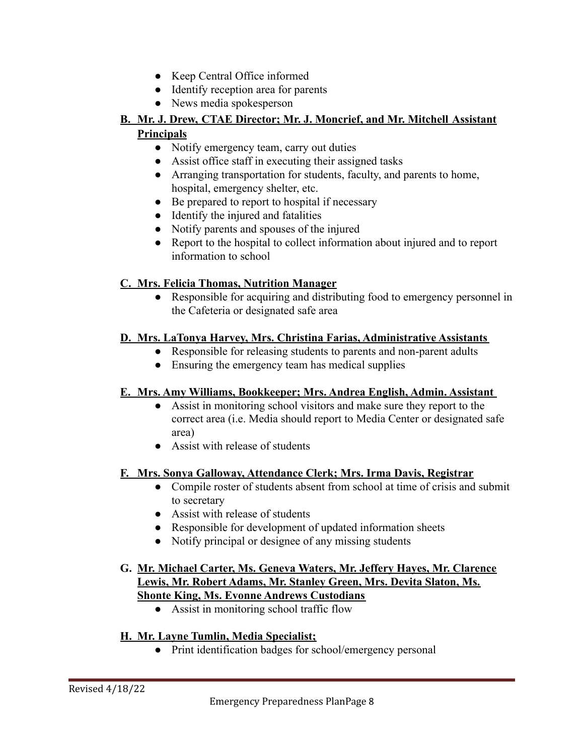- Keep Central Office informed
- Identify reception area for parents
- News media spokesperson

**B. Mr. J. Drew, CTAE Director; Mr. J. Moncrief, and Mr. Mitchell Assistant Principals**

- Notify emergency team, carry out duties
- Assist office staff in executing their assigned tasks
- Arranging transportation for students, faculty, and parents to home, hospital, emergency shelter, etc.
- Be prepared to report to hospital if necessary
- Identify the injured and fatalities
- Notify parents and spouses of the injured
- Report to the hospital to collect information about injured and to report information to school

**C. Mrs. Felicia Thomas, Nutrition Manager**

- Responsible for acquiring and distributing food to emergency personnel in the Cafeteria or designated safe area

**D. Mrs. LaTonya Harvey, Mrs. Christina Farias, Administrative Assistants**

- Responsible for releasing students to parents and non-parent adults
- Ensuring the emergency team has medical supplies

**E. Mrs. Amy Williams, Bookkeeper; Mrs. Andrea English, Admin. Assistant**

- Assist in monitoring school visitors and make sure they report to the correct area (i.e. Media should report to Media Center or designated safe area)
- Assist with release of students

**F. Mrs. Sonya Galloway, Attendance Clerk; Mrs. Irma Davis, Registrar**

- Compile roster of students absent from school at time of crisis and submit to secretary
- Assist with release of students
- Responsible for development of updated information sheets
- Notify principal or designee of any missing students

**G. Mr. Michael Carter, Ms. Geneva Waters, Mr. Jeffery Hayes, Mr. Clarence Lewis, Mr. Robert Adams, Mr. Stanley Green, Mrs. Devita Slaton, Ms. Shonte King, Ms. Evonne Andrews Custodians**

- Assist in monitoring school traffic flow

**H. Mr. Layne Tumlin, Media Specialist;**

- Print identification badges for school/emergency personal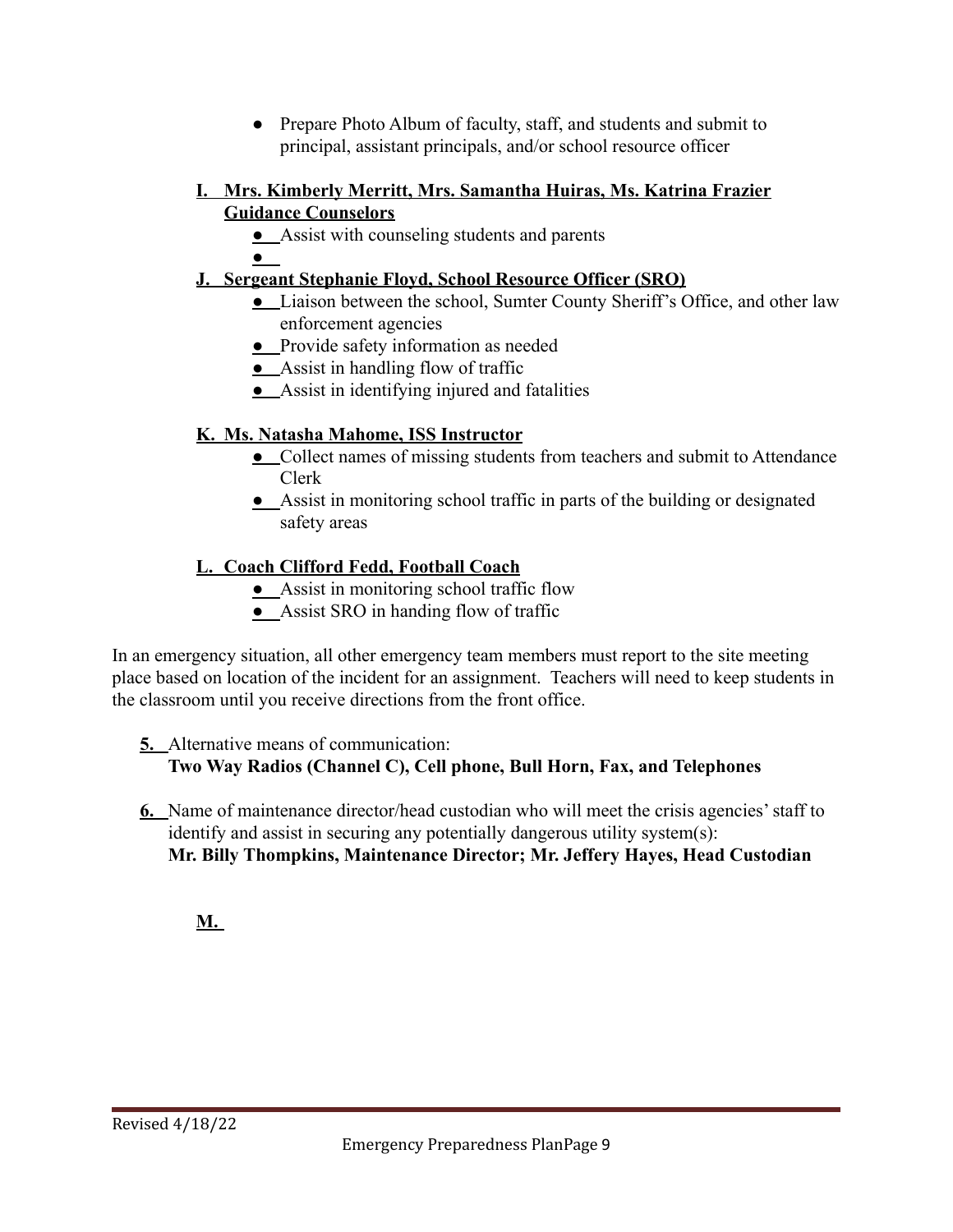- Prepare Photo Album of faculty, staff, and students and submit to principal, assistant principals, and/or school resource officer

**I. Mrs. Kimberly Merritt, Mrs. Samantha Huiras, Ms. Katrina Frazier Guidance Counselors**

- Assist with counseling students and parents
- 

**J. Sergeant Stephanie Floyd, School Resource Officer (SRO)**

- Liaison between the school, Sumter County Sheriff's Office, and other law enforcement agencies
- Provide safety information as needed
- Assist in handling flow of traffic
- Assist in identifying injured and fatalities

**K. Ms. Natasha Mahome, ISS Instructor**

- Collect names of missing students from teachers and submit to Attendance Clerk
- Assist in monitoring school traffic in parts of the building or designated safety areas

**L. Coach Clifford Fedd, Football Coach**

- Assist in monitoring school traffic flow
- Assist SRO in handing flow of traffic

In an emergency situation, all other emergency team members must report to the site meeting place based on location of the incident for an assignment. Teachers will need to keep students in the classroom until you receive directions from the front office.

5. Alternative means of communication:
   **Two Way Radios (Channel C), Cell phone, Bull Horn, Fax, and Telephones**

6. Name of maintenance director/head custodian who will meet the crisis agencies' staff to identify and assist in securing any potentially dangerous utility system(s):
   **Mr. Billy Thompkins, Maintenance Director; Mr. Jeffery Hayes, Head Custodian**

**M.**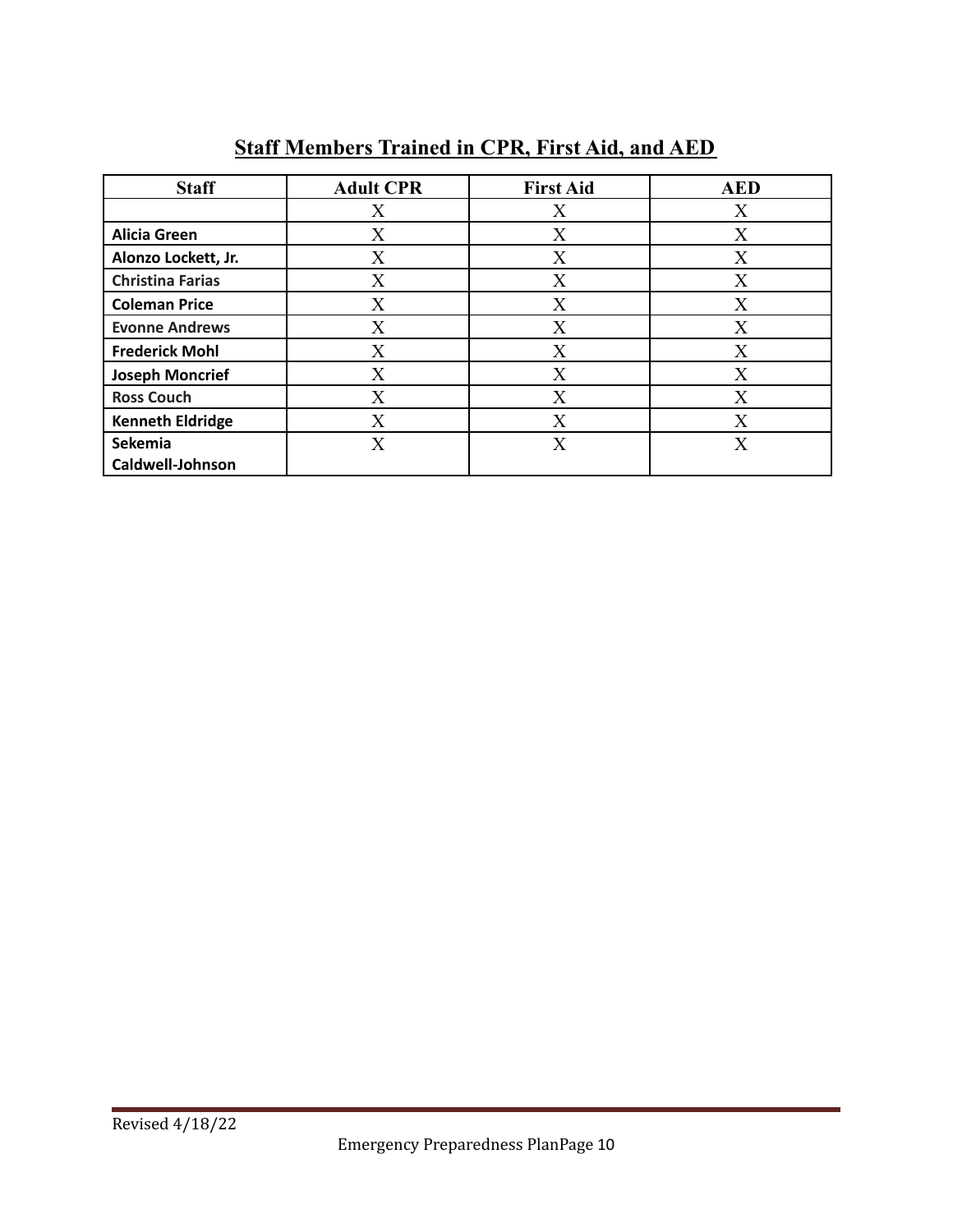## Staff Members Trained in CPR, First Aid, and AED

| Staff | Adult CPR | First Aid | AED |
|---|---|---|---|
| | X | X | X |
| **Alicia Green** | X | X | X |
| **Alonzo Lockett, Jr.** | X | X | X |
| **Christina Farias** | X | X | X |
| **Coleman Price** | X | X | X |
| **Evonne Andrews** | X | X | X |
| **Frederick Mohl** | X | X | X |
| **Joseph Moncrief** | X | X | X |
| **Ross Couch** | X | X | X |
| **Kenneth Eldridge** | X | X | X |
| **Sekemia Caldwell-Johnson** | X | X | X |

Revised 4/18/22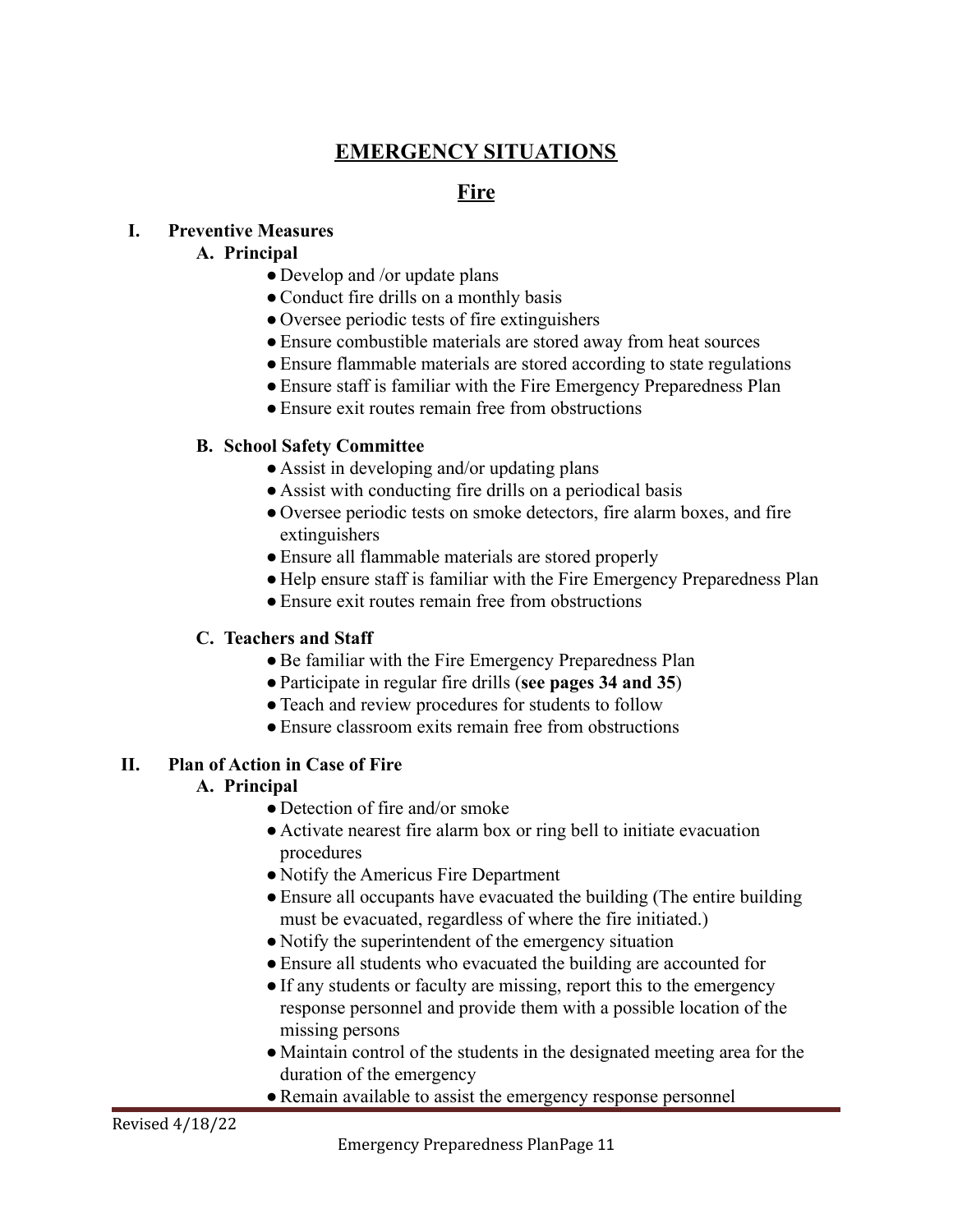# EMERGENCY SITUATIONS

## Fire

### I. Preventive Measures

#### A. Principal

- Develop and /or update plans
- Conduct fire drills on a monthly basis
- Oversee periodic tests of fire extinguishers
- Ensure combustible materials are stored away from heat sources
- Ensure flammable materials are stored according to state regulations
- Ensure staff is familiar with the Fire Emergency Preparedness Plan
- Ensure exit routes remain free from obstructions

#### B. School Safety Committee

- Assist in developing and/or updating plans
- Assist with conducting fire drills on a periodical basis
- Oversee periodic tests on smoke detectors, fire alarm boxes, and fire extinguishers
- Ensure all flammable materials are stored properly
- Help ensure staff is familiar with the Fire Emergency Preparedness Plan
- Ensure exit routes remain free from obstructions

#### C. Teachers and Staff

- Be familiar with the Fire Emergency Preparedness Plan
- Participate in regular fire drills (**see pages 34 and 35**)
- Teach and review procedures for students to follow
- Ensure classroom exits remain free from obstructions

### II. Plan of Action in Case of Fire

#### A. Principal

- Detection of fire and/or smoke
- Activate nearest fire alarm box or ring bell to initiate evacuation procedures
- Notify the Americus Fire Department
- Ensure all occupants have evacuated the building (The entire building must be evacuated, regardless of where the fire initiated.)
- Notify the superintendent of the emergency situation
- Ensure all students who evacuated the building are accounted for
- If any students or faculty are missing, report this to the emergency response personnel and provide them with a possible location of the missing persons
- Maintain control of the students in the designated meeting area for the duration of the emergency
- Remain available to assist the emergency response personnel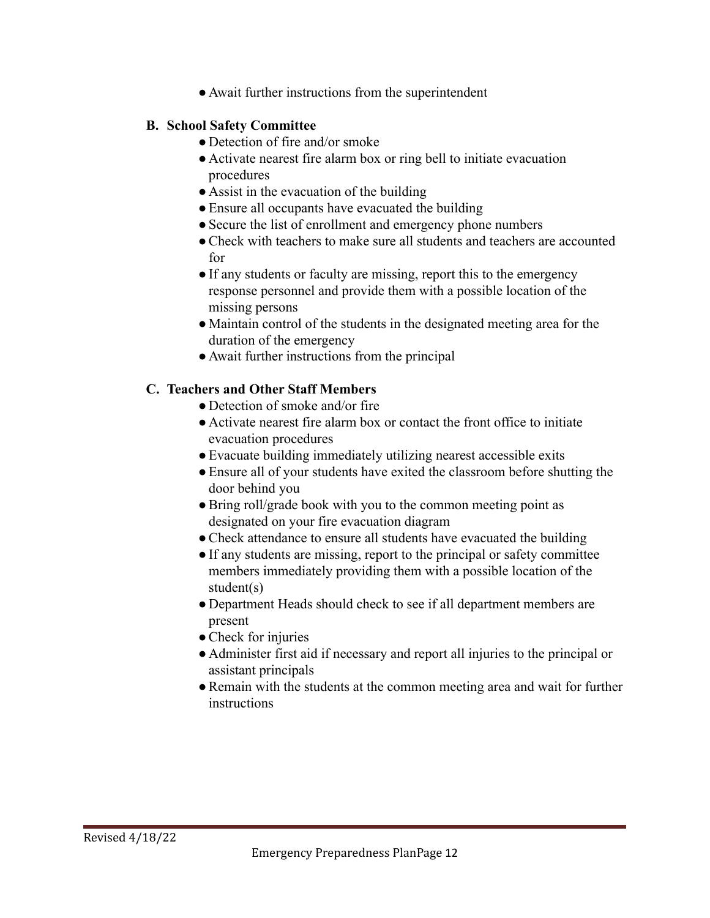- Await further instructions from the superintendent

**B. School Safety Committee**

- Detection of fire and/or smoke
- Activate nearest fire alarm box or ring bell to initiate evacuation procedures
- Assist in the evacuation of the building
- Ensure all occupants have evacuated the building
- Secure the list of enrollment and emergency phone numbers
- Check with teachers to make sure all students and teachers are accounted for
- If any students or faculty are missing, report this to the emergency response personnel and provide them with a possible location of the missing persons
- Maintain control of the students in the designated meeting area for the duration of the emergency
- Await further instructions from the principal

**C. Teachers and Other Staff Members**

- Detection of smoke and/or fire
- Activate nearest fire alarm box or contact the front office to initiate evacuation procedures
- Evacuate building immediately utilizing nearest accessible exits
- Ensure all of your students have exited the classroom before shutting the door behind you
- Bring roll/grade book with you to the common meeting point as designated on your fire evacuation diagram
- Check attendance to ensure all students have evacuated the building
- If any students are missing, report to the principal or safety committee members immediately providing them with a possible location of the student(s)
- Department Heads should check to see if all department members are present
- Check for injuries
- Administer first aid if necessary and report all injuries to the principal or assistant principals
- Remain with the students at the common meeting area and wait for further instructions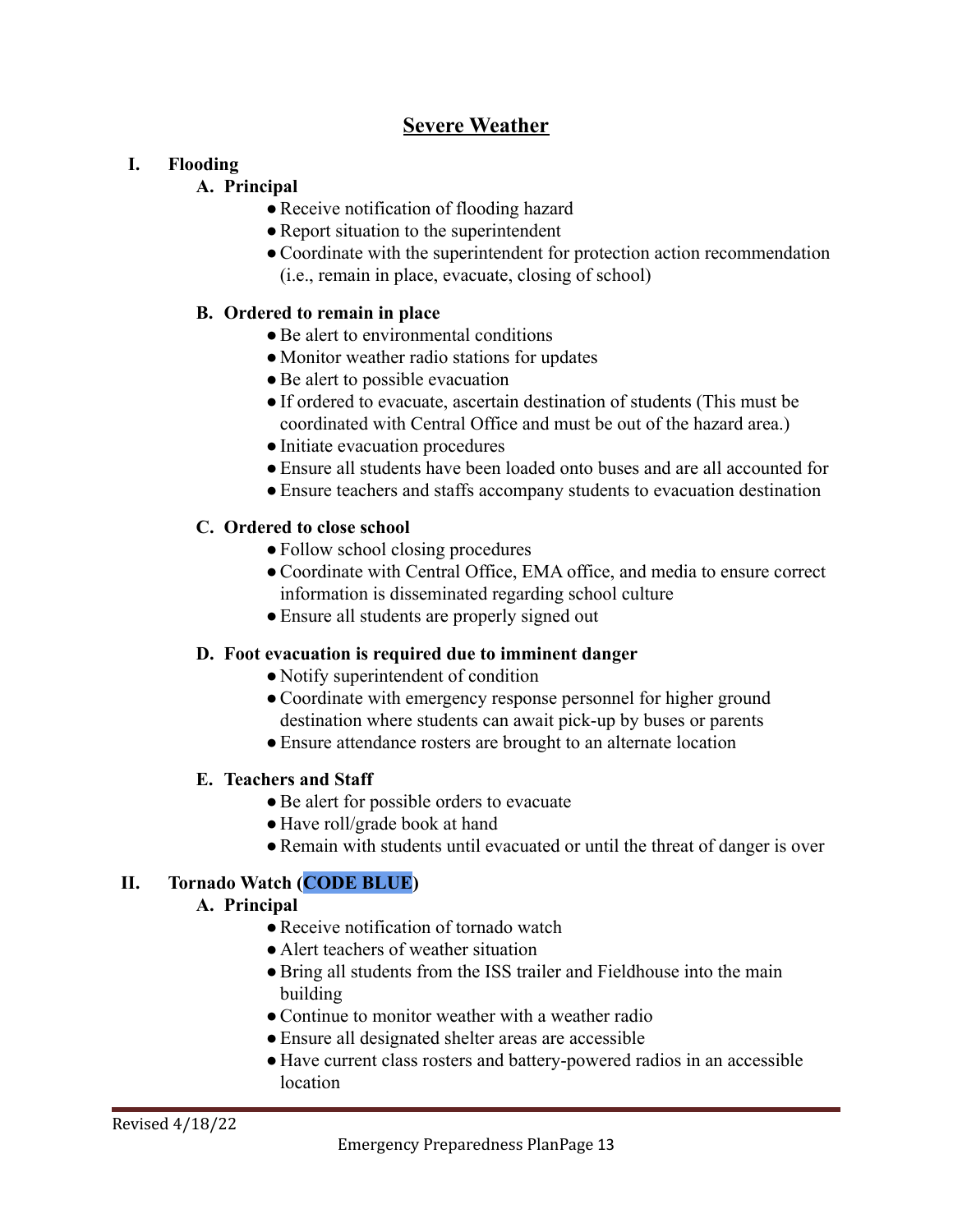# Severe Weather

## I. Flooding

### A. Principal

- Receive notification of flooding hazard
- Report situation to the superintendent
- Coordinate with the superintendent for protection action recommendation (i.e., remain in place, evacuate, closing of school)

### B. Ordered to remain in place

- Be alert to environmental conditions
- Monitor weather radio stations for updates
- Be alert to possible evacuation
- If ordered to evacuate, ascertain destination of students (This must be coordinated with Central Office and must be out of the hazard area.)
- Initiate evacuation procedures
- Ensure all students have been loaded onto buses and are all accounted for
- Ensure teachers and staffs accompany students to evacuation destination

### C. Ordered to close school

- Follow school closing procedures
- Coordinate with Central Office, EMA office, and media to ensure correct information is disseminated regarding school culture
- Ensure all students are properly signed out

### D. Foot evacuation is required due to imminent danger

- Notify superintendent of condition
- Coordinate with emergency response personnel for higher ground destination where students can await pick-up by buses or parents
- Ensure attendance rosters are brought to an alternate location

### E. Teachers and Staff

- Be alert for possible orders to evacuate
- Have roll/grade book at hand
- Remain with students until evacuated or until the threat of danger is over

## II. Tornado Watch (CODE BLUE)

### A. Principal

- Receive notification of tornado watch
- Alert teachers of weather situation
- Bring all students from the ISS trailer and Fieldhouse into the main building
- Continue to monitor weather with a weather radio
- Ensure all designated shelter areas are accessible
- Have current class rosters and battery-powered radios in an accessible location

Revised 4/18/22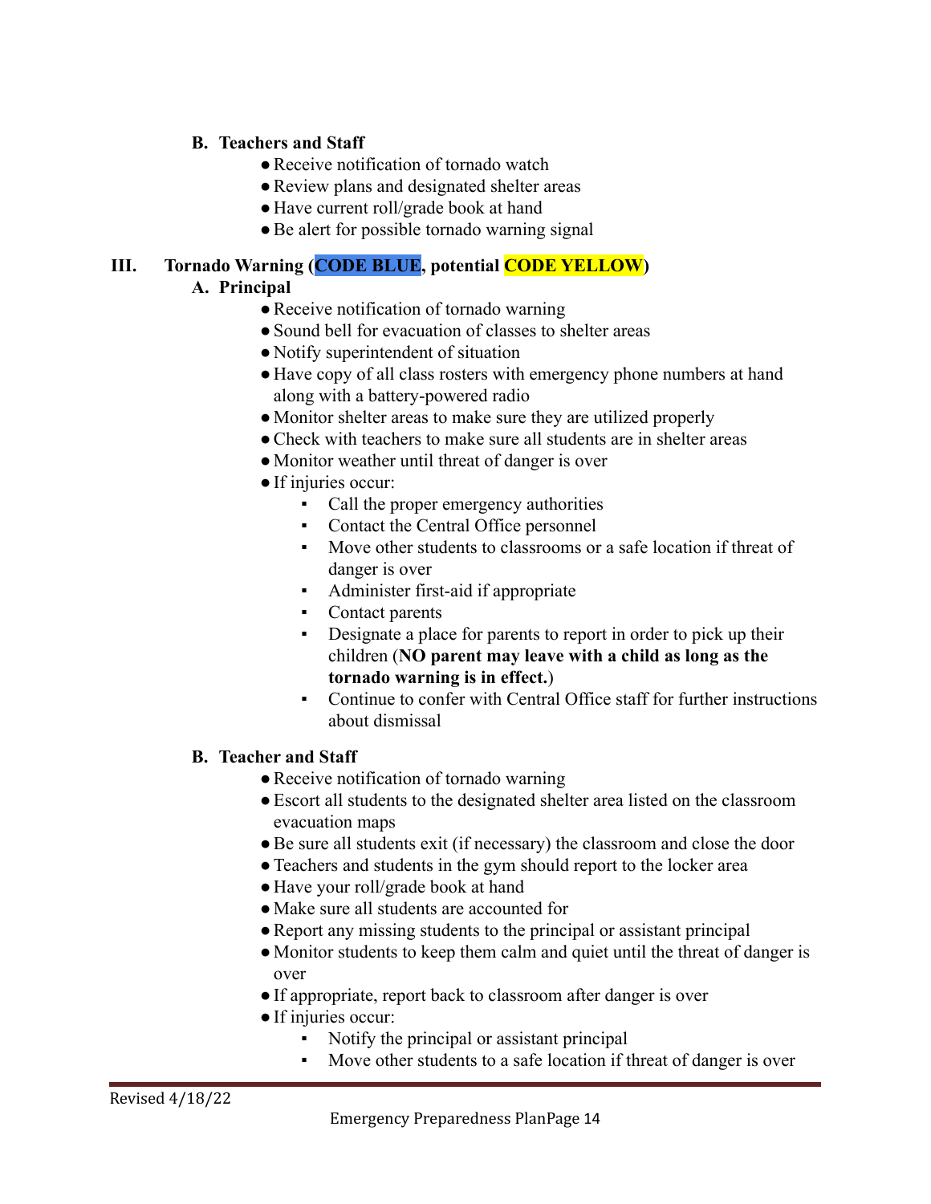**B. Teachers and Staff**

- Receive notification of tornado watch
- Review plans and designated shelter areas
- Have current roll/grade book at hand
- Be alert for possible tornado warning signal

## III. Tornado Warning (CODE BLUE, potential CODE YELLOW)

**A. Principal**

- Receive notification of tornado warning
- Sound bell for evacuation of classes to shelter areas
- Notify superintendent of situation
- Have copy of all class rosters with emergency phone numbers at hand along with a battery-powered radio
- Monitor shelter areas to make sure they are utilized properly
- Check with teachers to make sure all students are in shelter areas
- Monitor weather until threat of danger is over
- If injuries occur:
  - Call the proper emergency authorities
  - Contact the Central Office personnel
  - Move other students to classrooms or a safe location if threat of danger is over
  - Administer first-aid if appropriate
  - Contact parents
  - Designate a place for parents to report in order to pick up their children (**NO parent may leave with a child as long as the tornado warning is in effect.**)
  - Continue to confer with Central Office staff for further instructions about dismissal

**B. Teacher and Staff**

- Receive notification of tornado warning
- Escort all students to the designated shelter area listed on the classroom evacuation maps
- Be sure all students exit (if necessary) the classroom and close the door
- Teachers and students in the gym should report to the locker area
- Have your roll/grade book at hand
- Make sure all students are accounted for
- Report any missing students to the principal or assistant principal
- Monitor students to keep them calm and quiet until the threat of danger is over
- If appropriate, report back to classroom after danger is over
- If injuries occur:
  - Notify the principal or assistant principal
  - Move other students to a safe location if threat of danger is over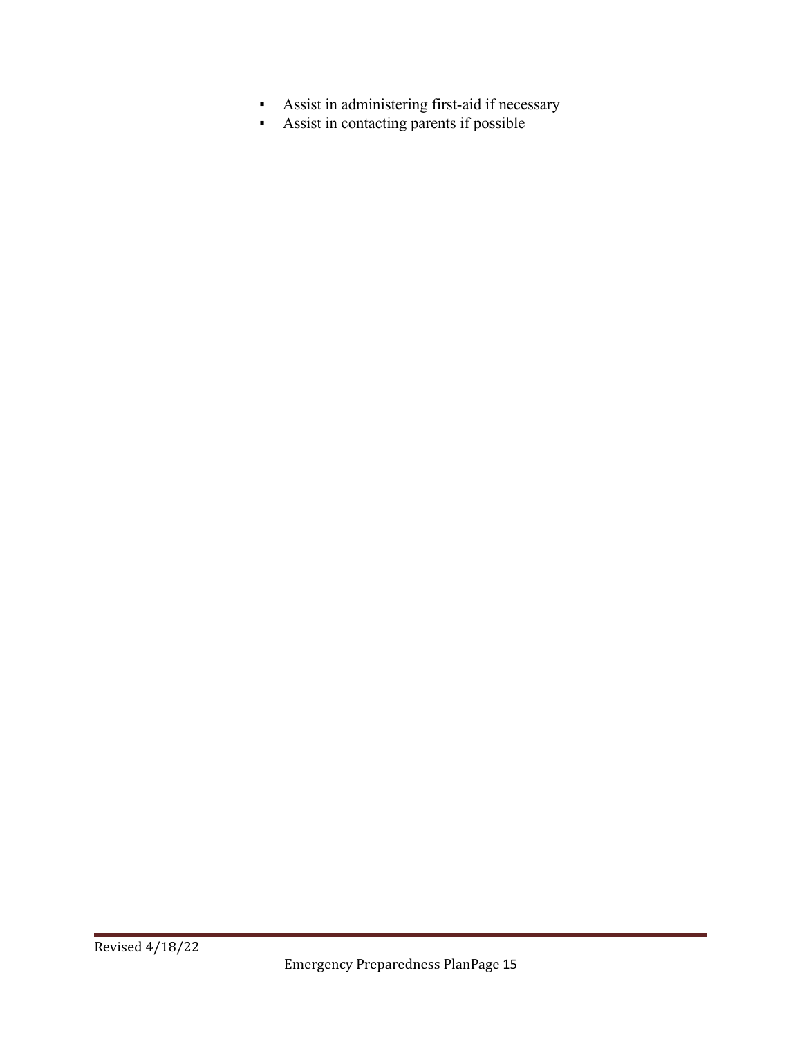- Assist in administering first-aid if necessary
- Assist in contacting parents if possible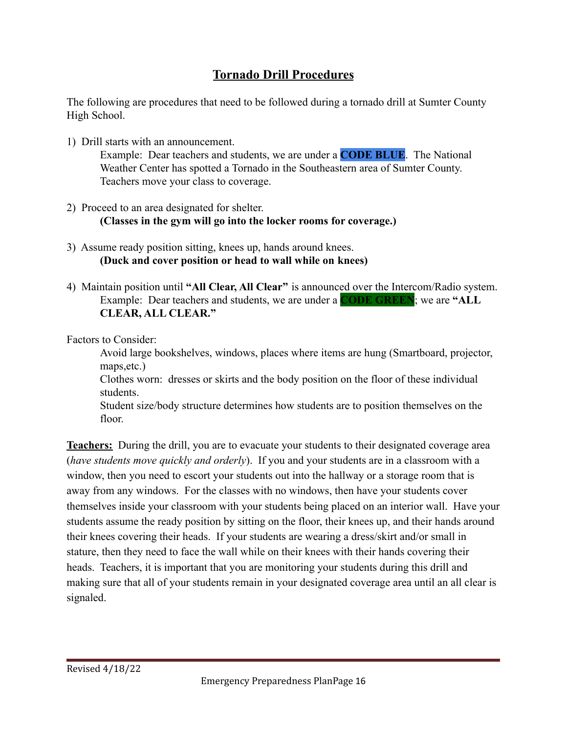# Tornado Drill Procedures

The following are procedures that need to be followed during a tornado drill at Sumter County High School.

1) Drill starts with an announcement.
   Example: Dear teachers and students, we are under a **CODE BLUE**. The National Weather Center has spotted a Tornado in the Southeastern area of Sumter County. Teachers move your class to coverage.

2) Proceed to an area designated for shelter.
   **(Classes in the gym will go into the locker rooms for coverage.)**

3) Assume ready position sitting, knees up, hands around knees.
   **(Duck and cover position or head to wall while on knees)**

4) Maintain position until **"All Clear, All Clear"** is announced over the Intercom/Radio system.
   Example: Dear teachers and students, we are under a **CODE GREEN**; we are **"ALL CLEAR, ALL CLEAR."**

Factors to Consider:

Avoid large bookshelves, windows, places where items are hung (Smartboard, projector, maps,etc.)

Clothes worn: dresses or skirts and the body position on the floor of these individual students.

Student size/body structure determines how students are to position themselves on the floor.

**Teachers:** During the drill, you are to evacuate your students to their designated coverage area (*have students move quickly and orderly*). If you and your students are in a classroom with a window, then you need to escort your students out into the hallway or a storage room that is away from any windows. For the classes with no windows, then have your students cover themselves inside your classroom with your students being placed on an interior wall. Have your students assume the ready position by sitting on the floor, their knees up, and their hands around their knees covering their heads. If your students are wearing a dress/skirt and/or small in stature, then they need to face the wall while on their knees with their hands covering their heads. Teachers, it is important that you are monitoring your students during this drill and making sure that all of your students remain in your designated coverage area until an all clear is signaled.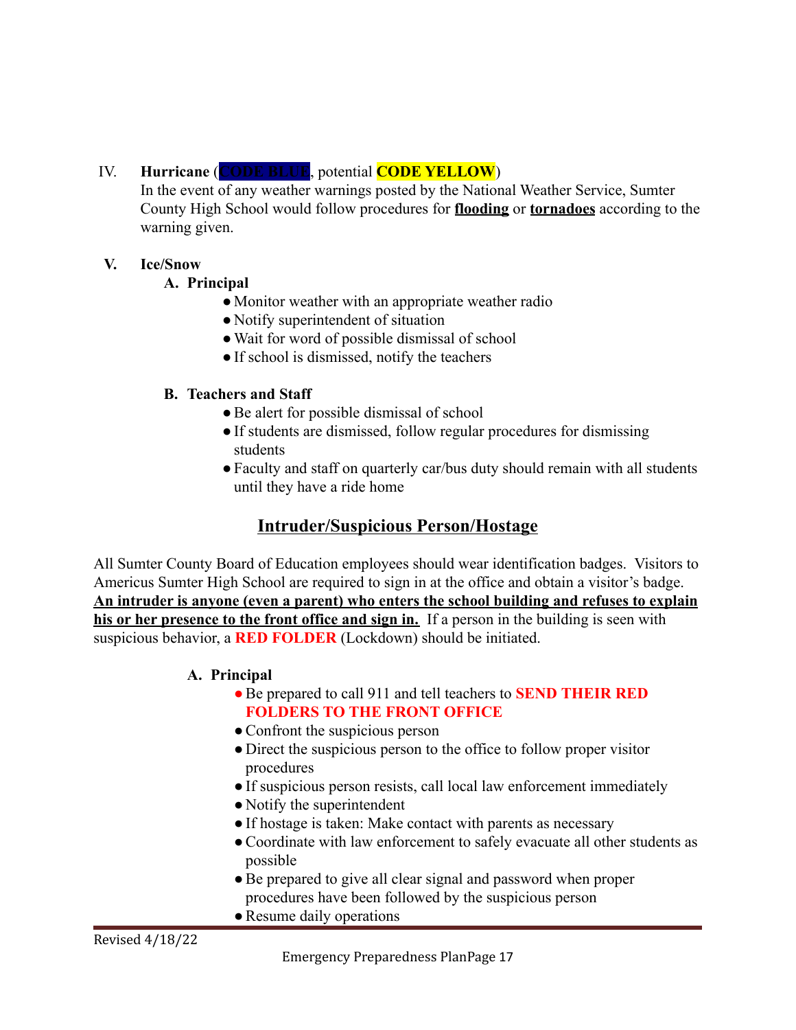IV. **Hurricane** (**CODE BLUE**, potential **CODE YELLOW**)
In the event of any weather warnings posted by the National Weather Service, Sumter County High School would follow procedures for **flooding** or **tornadoes** according to the warning given.

V. **Ice/Snow**

**A. Principal**

- Monitor weather with an appropriate weather radio
- Notify superintendent of situation
- Wait for word of possible dismissal of school
- If school is dismissed, notify the teachers

**B. Teachers and Staff**

- Be alert for possible dismissal of school
- If students are dismissed, follow regular procedures for dismissing students
- Faculty and staff on quarterly car/bus duty should remain with all students until they have a ride home

## Intruder/Suspicious Person/Hostage

All Sumter County Board of Education employees should wear identification badges. Visitors to Americus Sumter High School are required to sign in at the office and obtain a visitor's badge. **An intruder is anyone (even a parent) who enters the school building and refuses to explain his or her presence to the front office and sign in.** If a person in the building is seen with suspicious behavior, a **RED FOLDER** (Lockdown) should be initiated.

**A. Principal**

- Be prepared to call 911 and tell teachers to **SEND THEIR RED FOLDERS TO THE FRONT OFFICE**
- Confront the suspicious person
- Direct the suspicious person to the office to follow proper visitor procedures
- If suspicious person resists, call local law enforcement immediately
- Notify the superintendent
- If hostage is taken: Make contact with parents as necessary
- Coordinate with law enforcement to safely evacuate all other students as possible
- Be prepared to give all clear signal and password when proper procedures have been followed by the suspicious person
- Resume daily operations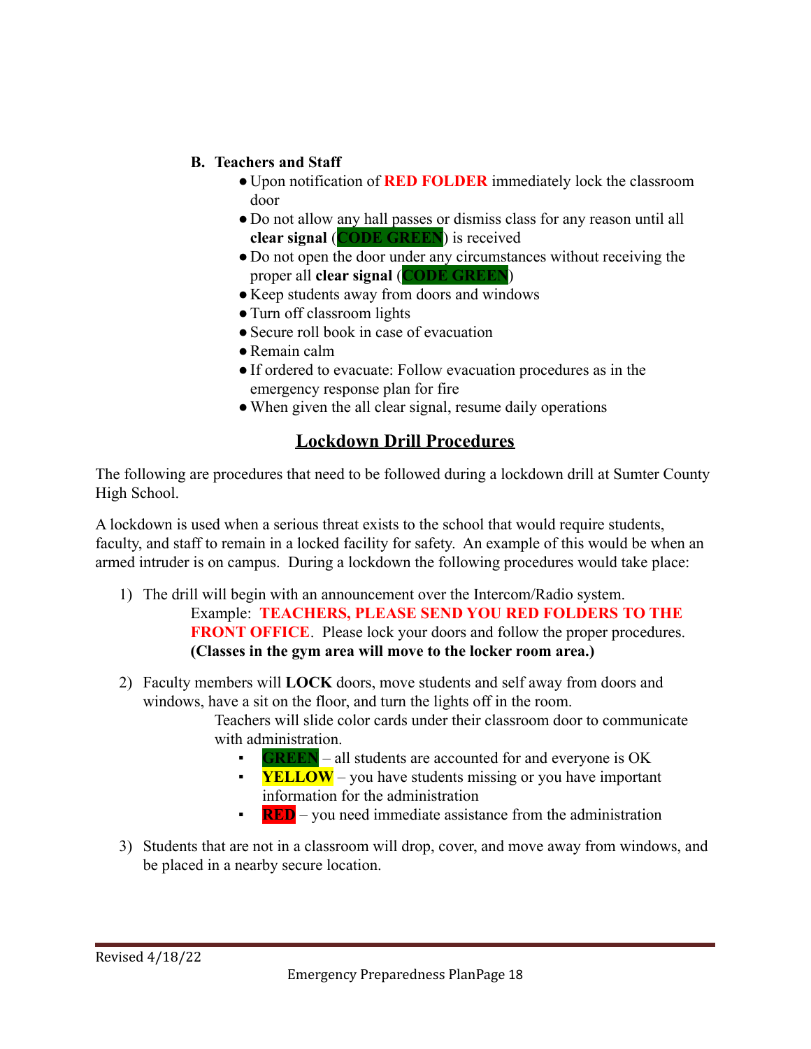**B. Teachers and Staff**

- Upon notification of **RED FOLDER** immediately lock the classroom door
- Do not allow any hall passes or dismiss class for any reason until all **clear signal** (**CODE GREEN**) is received
- Do not open the door under any circumstances without receiving the proper all **clear signal** (**CODE GREEN**)
- Keep students away from doors and windows
- Turn off classroom lights
- Secure roll book in case of evacuation
- Remain calm
- If ordered to evacuate: Follow evacuation procedures as in the emergency response plan for fire
- When given the all clear signal, resume daily operations

## Lockdown Drill Procedures

The following are procedures that need to be followed during a lockdown drill at Sumter County High School.

A lockdown is used when a serious threat exists to the school that would require students, faculty, and staff to remain in a locked facility for safety. An example of this would be when an armed intruder is on campus. During a lockdown the following procedures would take place:

1) The drill will begin with an announcement over the Intercom/Radio system.
   Example: **TEACHERS, PLEASE SEND YOU RED FOLDERS TO THE FRONT OFFICE**. Please lock your doors and follow the proper procedures. **(Classes in the gym area will move to the locker room area.)**

2) Faculty members will **LOCK** doors, move students and self away from doors and windows, have a sit on the floor, and turn the lights off in the room.
   Teachers will slide color cards under their classroom door to communicate with administration.
   - **GREEN** – all students are accounted for and everyone is OK
   - **YELLOW** – you have students missing or you have important information for the administration
   - **RED** – you need immediate assistance from the administration

3) Students that are not in a classroom will drop, cover, and move away from windows, and be placed in a nearby secure location.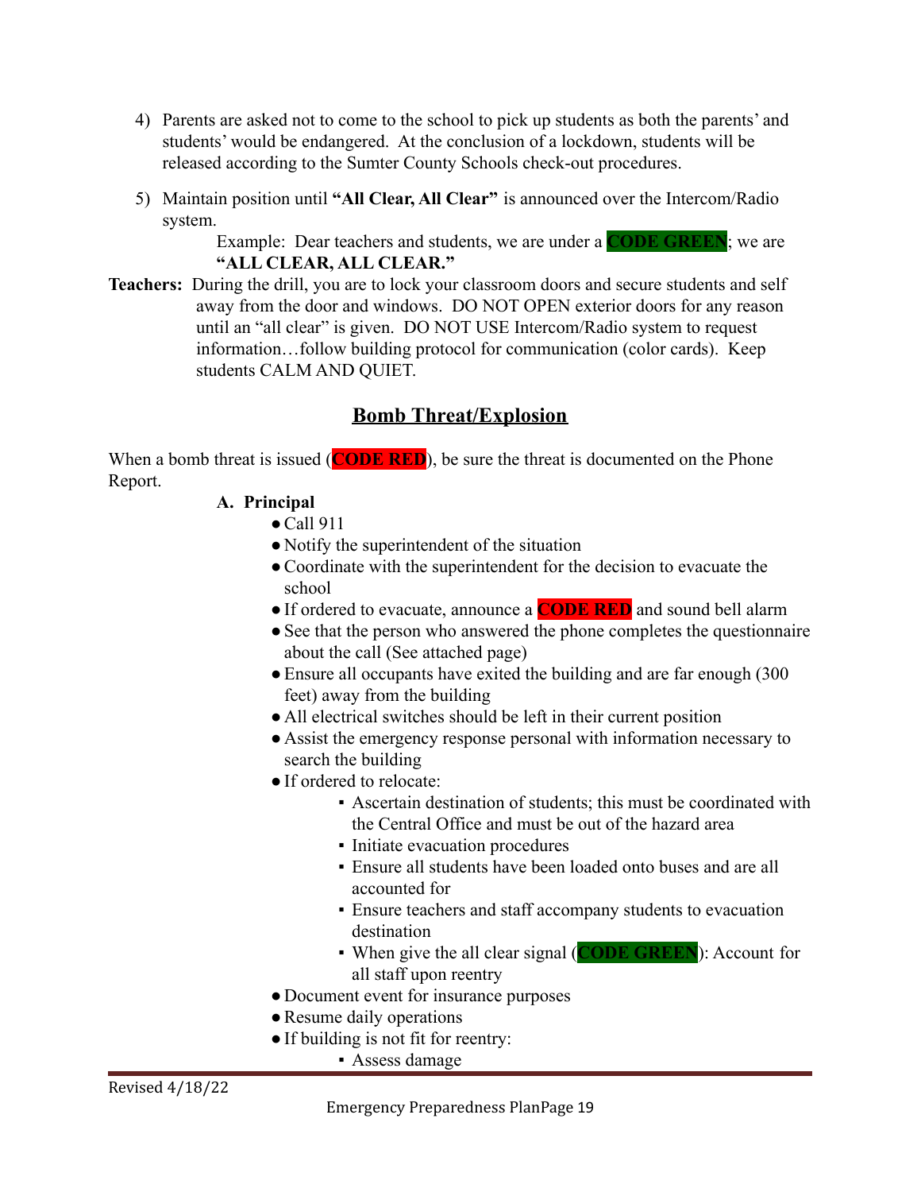4) Parents are asked not to come to the school to pick up students as both the parents' and students' would be endangered. At the conclusion of a lockdown, students will be released according to the Sumter County Schools check-out procedures.

5) Maintain position until **"All Clear, All Clear"** is announced over the Intercom/Radio system.

   Example: Dear teachers and students, we are under a **CODE GREEN**; we are **"ALL CLEAR, ALL CLEAR."**

**Teachers:** During the drill, you are to lock your classroom doors and secure students and self away from the door and windows. DO NOT OPEN exterior doors for any reason until an "all clear" is given. DO NOT USE Intercom/Radio system to request information…follow building protocol for communication (color cards). Keep students CALM AND QUIET.

## Bomb Threat/Explosion

When a bomb threat is issued (**CODE RED**), be sure the threat is documented on the Phone Report.

**A. Principal**

- Call 911
- Notify the superintendent of the situation
- Coordinate with the superintendent for the decision to evacuate the school
- If ordered to evacuate, announce a **CODE RED** and sound bell alarm
- See that the person who answered the phone completes the questionnaire about the call (See attached page)
- Ensure all occupants have exited the building and are far enough (300 feet) away from the building
- All electrical switches should be left in their current position
- Assist the emergency response personal with information necessary to search the building
- If ordered to relocate:
    - Ascertain destination of students; this must be coordinated with the Central Office and must be out of the hazard area
    - Initiate evacuation procedures
    - Ensure all students have been loaded onto buses and are all accounted for
    - Ensure teachers and staff accompany students to evacuation destination
    - When give the all clear signal (**CODE GREEN**): Account for all staff upon reentry
- Document event for insurance purposes
- Resume daily operations
- If building is not fit for reentry:
    - Assess damage

Revised 4/18/22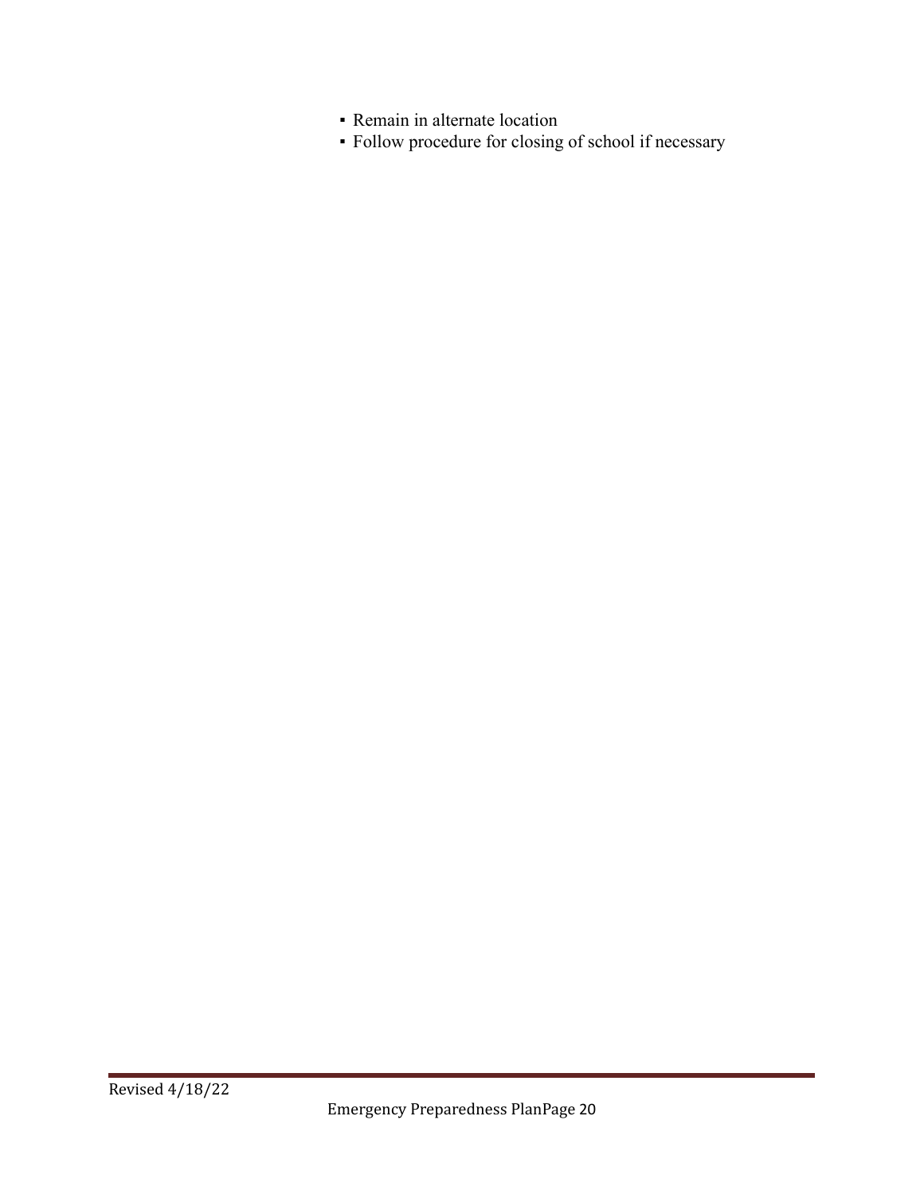- Remain in alternate location
- Follow procedure for closing of school if necessary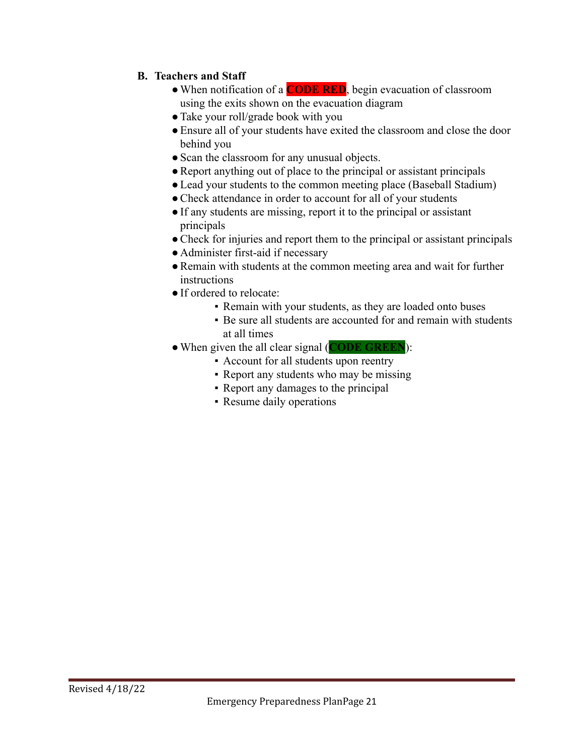**B. Teachers and Staff**

- When notification of a **CODE RED**, begin evacuation of classroom using the exits shown on the evacuation diagram
- Take your roll/grade book with you
- Ensure all of your students have exited the classroom and close the door behind you
- Scan the classroom for any unusual objects.
- Report anything out of place to the principal or assistant principals
- Lead your students to the common meeting place (Baseball Stadium)
- Check attendance in order to account for all of your students
- If any students are missing, report it to the principal or assistant principals
- Check for injuries and report them to the principal or assistant principals
- Administer first-aid if necessary
- Remain with students at the common meeting area and wait for further instructions
- If ordered to relocate:
  - Remain with your students, as they are loaded onto buses
  - Be sure all students are accounted for and remain with students at all times
- When given the all clear signal (**CODE GREEN**):
  - Account for all students upon reentry
  - Report any students who may be missing
  - Report any damages to the principal
  - Resume daily operations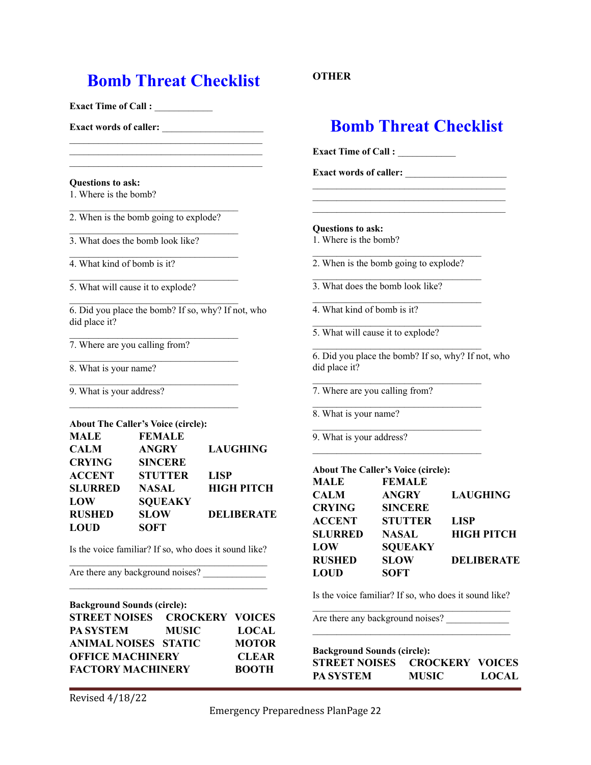# Bomb Threat Checklist

**Exact Time of Call :** ____________

**Exact words of caller:** ____________________
________________________________________
________________________________________
________________________________________

**Questions to ask:**

1. Where is the bomb?
________________________________
2. When is the bomb going to explode?
________________________________
3. What does the bomb look like?
________________________________
4. What kind of bomb is it?
________________________________
5. What will cause it to explode?
________________________________
6. Did you place the bomb? If so, why? If not, who did place it?
________________________________
7. Where are you calling from?
________________________________
8. What is your name?
________________________________
9. What is your address?
________________________________

**About The Caller's Voice (circle):**

| | | |
|---|---|---|
| **MALE** | **FEMALE** | |
| **CALM** | **ANGRY** | **LAUGHING** |
| **CRYING** | **SINCERE** | |
| **ACCENT** | **STUTTER** | **LISP** |
| **SLURRED** | **NASAL** | **HIGH PITCH** |
| **LOW** | **SQUEAKY** | |
| **RUSHED** | **SLOW** | **DELIBERATE** |
| **LOUD** | **SOFT** | |

Is the voice familiar? If so, who does it sound like?
________________________________________
Are there any background noises? ____________
________________________________________

**Background Sounds (circle):**

| | | |
|---|---|---|
| **STREET NOISES** | **CROCKERY** | **VOICES** |
| **PA SYSTEM** | **MUSIC** | **LOCAL** |
| **ANIMAL NOISES** | **STATIC** | **MOTOR** |
| **OFFICE MACHINERY** | | **CLEAR** |
| **FACTORY MACHINERY** | | **BOOTH** |

**OTHER**

# Bomb Threat Checklist

**Exact Time of Call :** ____________

**Exact words of caller:** ____________________
________________________________________
________________________________________
________________________________________

**Questions to ask:**

1. Where is the bomb?
________________________________
2. When is the bomb going to explode?
________________________________
3. What does the bomb look like?
________________________________
4. What kind of bomb is it?
________________________________
5. What will cause it to explode?
________________________________
6. Did you place the bomb? If so, why? If not, who did place it?
________________________________
7. Where are you calling from?
________________________________
8. What is your name?
________________________________
9. What is your address?
________________________________

**About The Caller's Voice (circle):**

| | | |
|---|---|---|
| **MALE** | **FEMALE** | |
| **CALM** | **ANGRY** | **LAUGHING** |
| **CRYING** | **SINCERE** | |
| **ACCENT** | **STUTTER** | **LISP** |
| **SLURRED** | **NASAL** | **HIGH PITCH** |
| **LOW** | **SQUEAKY** | |
| **RUSHED** | **SLOW** | **DELIBERATE** |
| **LOUD** | **SOFT** | |

Is the voice familiar? If so, who does it sound like?
________________________________________
Are there any background noises? ____________
________________________________________

**Background Sounds (circle):**

| | | |
|---|---|---|
| **STREET NOISES** | **CROCKERY** | **VOICES** |
| **PA SYSTEM** | **MUSIC** | **LOCAL** |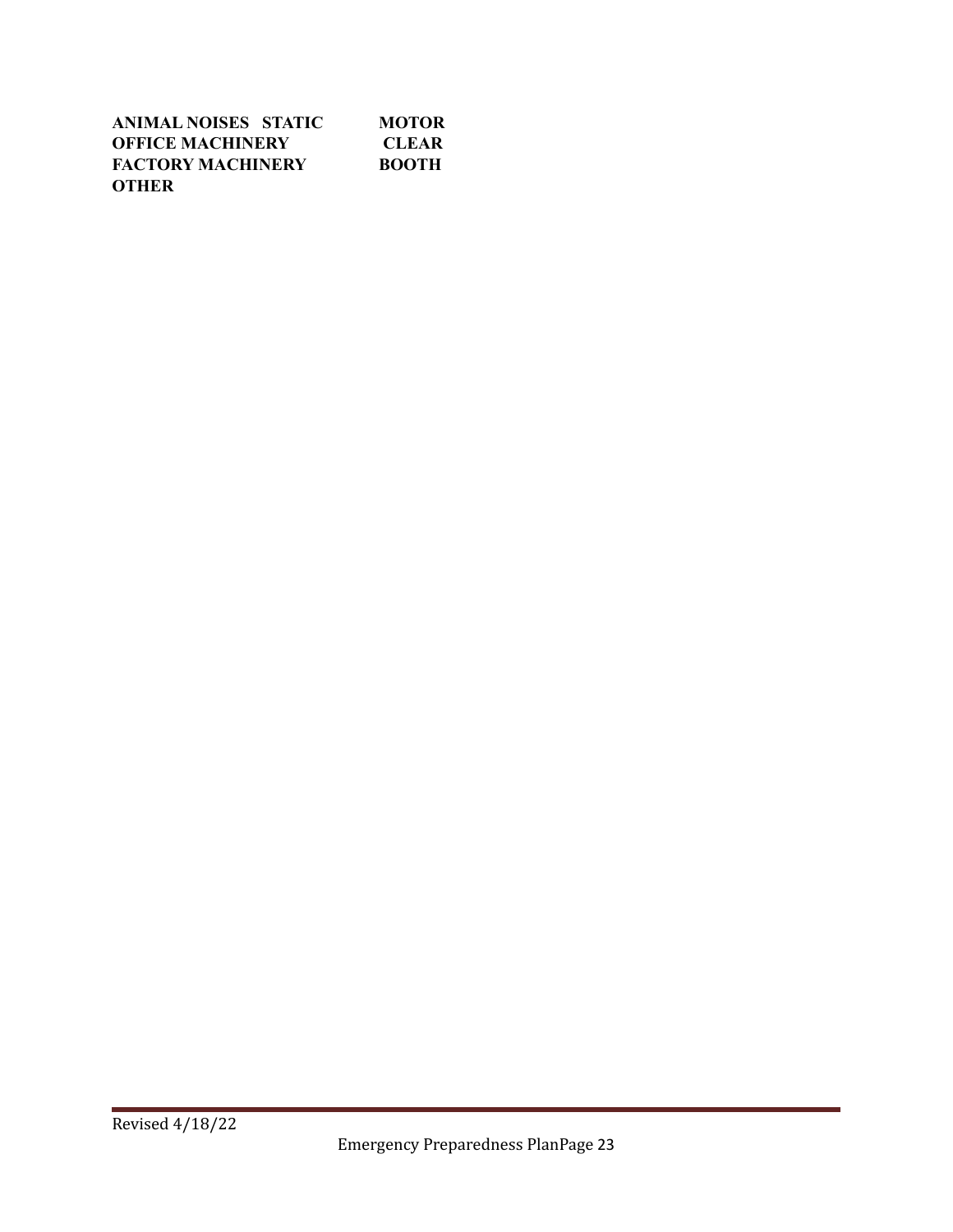**ANIMAL NOISES STATIC MOTOR**
**OFFICE MACHINERY CLEAR**
**FACTORY MACHINERY BOOTH**
**OTHER**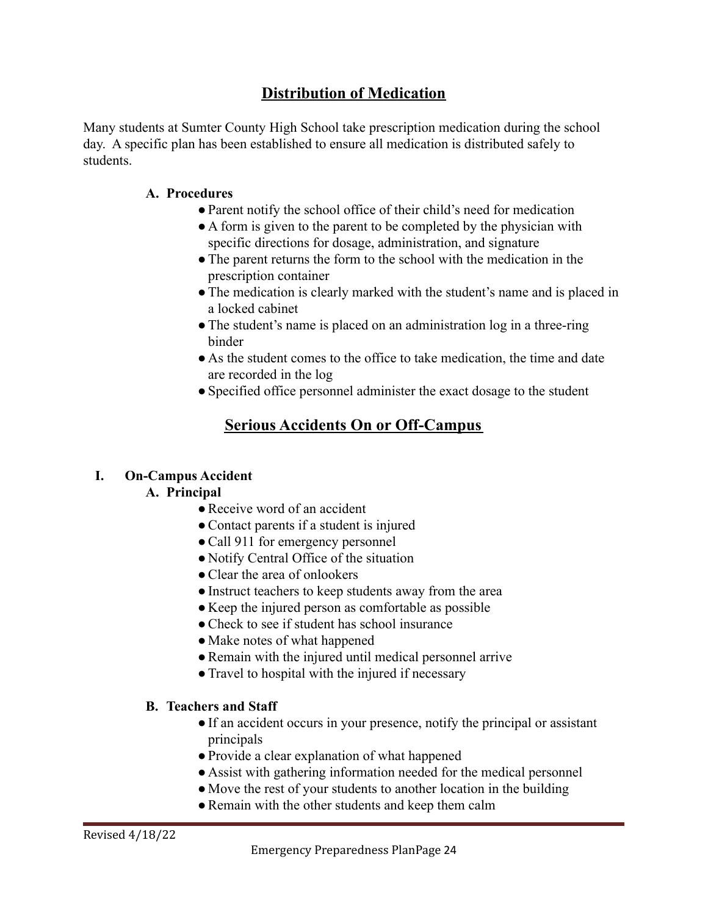## Distribution of Medication

Many students at Sumter County High School take prescription medication during the school day. A specific plan has been established to ensure all medication is distributed safely to students.

### A. Procedures

- Parent notify the school office of their child's need for medication
- A form is given to the parent to be completed by the physician with specific directions for dosage, administration, and signature
- The parent returns the form to the school with the medication in the prescription container
- The medication is clearly marked with the student's name and is placed in a locked cabinet
- The student's name is placed on an administration log in a three-ring binder
- As the student comes to the office to take medication, the time and date are recorded in the log
- Specified office personnel administer the exact dosage to the student

## Serious Accidents On or Off-Campus

### I. On-Campus Accident

#### A. Principal

- Receive word of an accident
- Contact parents if a student is injured
- Call 911 for emergency personnel
- Notify Central Office of the situation
- Clear the area of onlookers
- Instruct teachers to keep students away from the area
- Keep the injured person as comfortable as possible
- Check to see if student has school insurance
- Make notes of what happened
- Remain with the injured until medical personnel arrive
- Travel to hospital with the injured if necessary

#### B. Teachers and Staff

- If an accident occurs in your presence, notify the principal or assistant principals
- Provide a clear explanation of what happened
- Assist with gathering information needed for the medical personnel
- Move the rest of your students to another location in the building
- Remain with the other students and keep them calm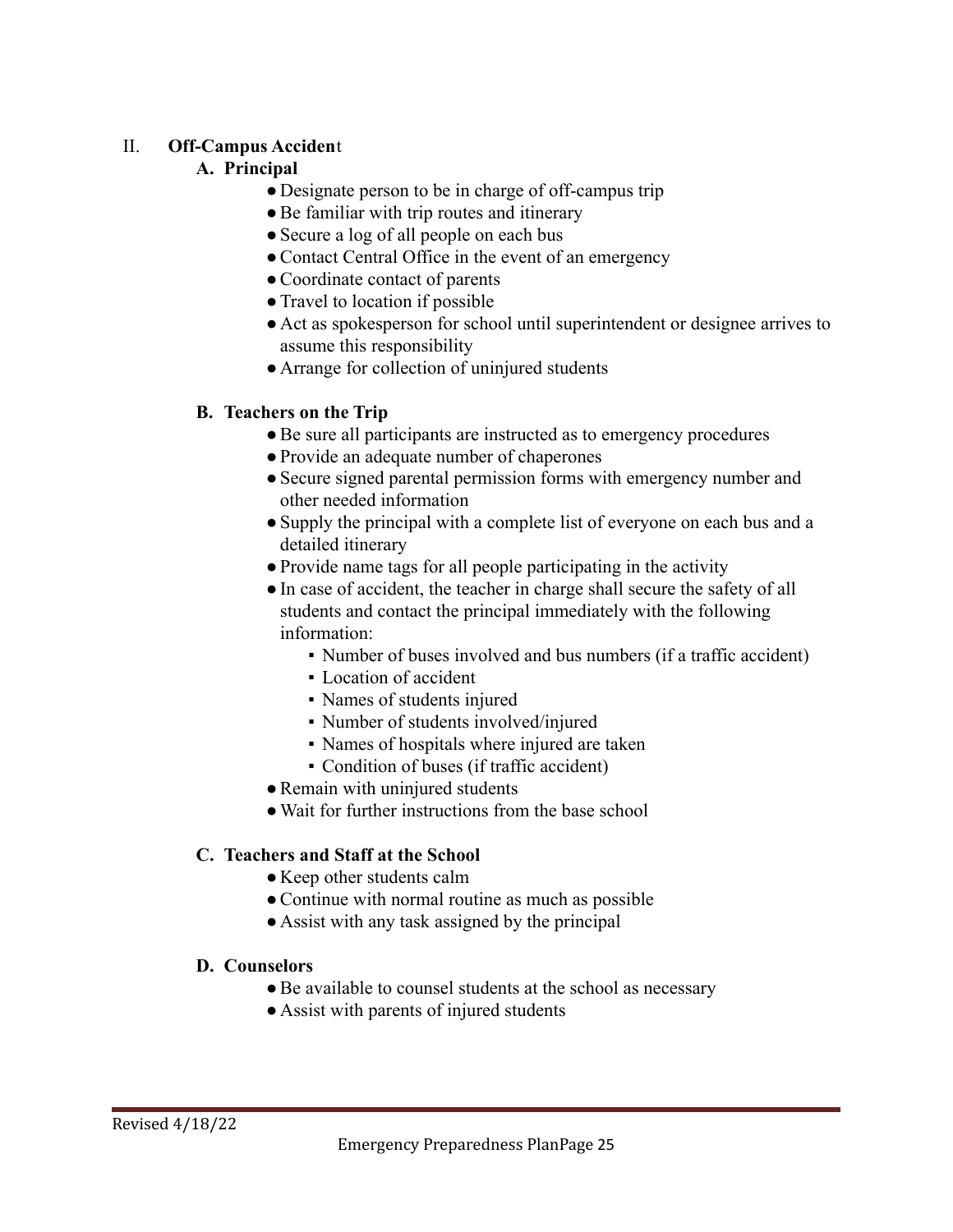## II. Off-Campus Accident

### A. Principal

- Designate person to be in charge of off-campus trip
- Be familiar with trip routes and itinerary
- Secure a log of all people on each bus
- Contact Central Office in the event of an emergency
- Coordinate contact of parents
- Travel to location if possible
- Act as spokesperson for school until superintendent or designee arrives to assume this responsibility
- Arrange for collection of uninjured students

### B. Teachers on the Trip

- Be sure all participants are instructed as to emergency procedures
- Provide an adequate number of chaperones
- Secure signed parental permission forms with emergency number and other needed information
- Supply the principal with a complete list of everyone on each bus and a detailed itinerary
- Provide name tags for all people participating in the activity
- In case of accident, the teacher in charge shall secure the safety of all students and contact the principal immediately with the following information:
    - Number of buses involved and bus numbers (if a traffic accident)
    - Location of accident
    - Names of students injured
    - Number of students involved/injured
    - Names of hospitals where injured are taken
    - Condition of buses (if traffic accident)
- Remain with uninjured students
- Wait for further instructions from the base school

### C. Teachers and Staff at the School

- Keep other students calm
- Continue with normal routine as much as possible
- Assist with any task assigned by the principal

### D. Counselors

- Be available to counsel students at the school as necessary
- Assist with parents of injured students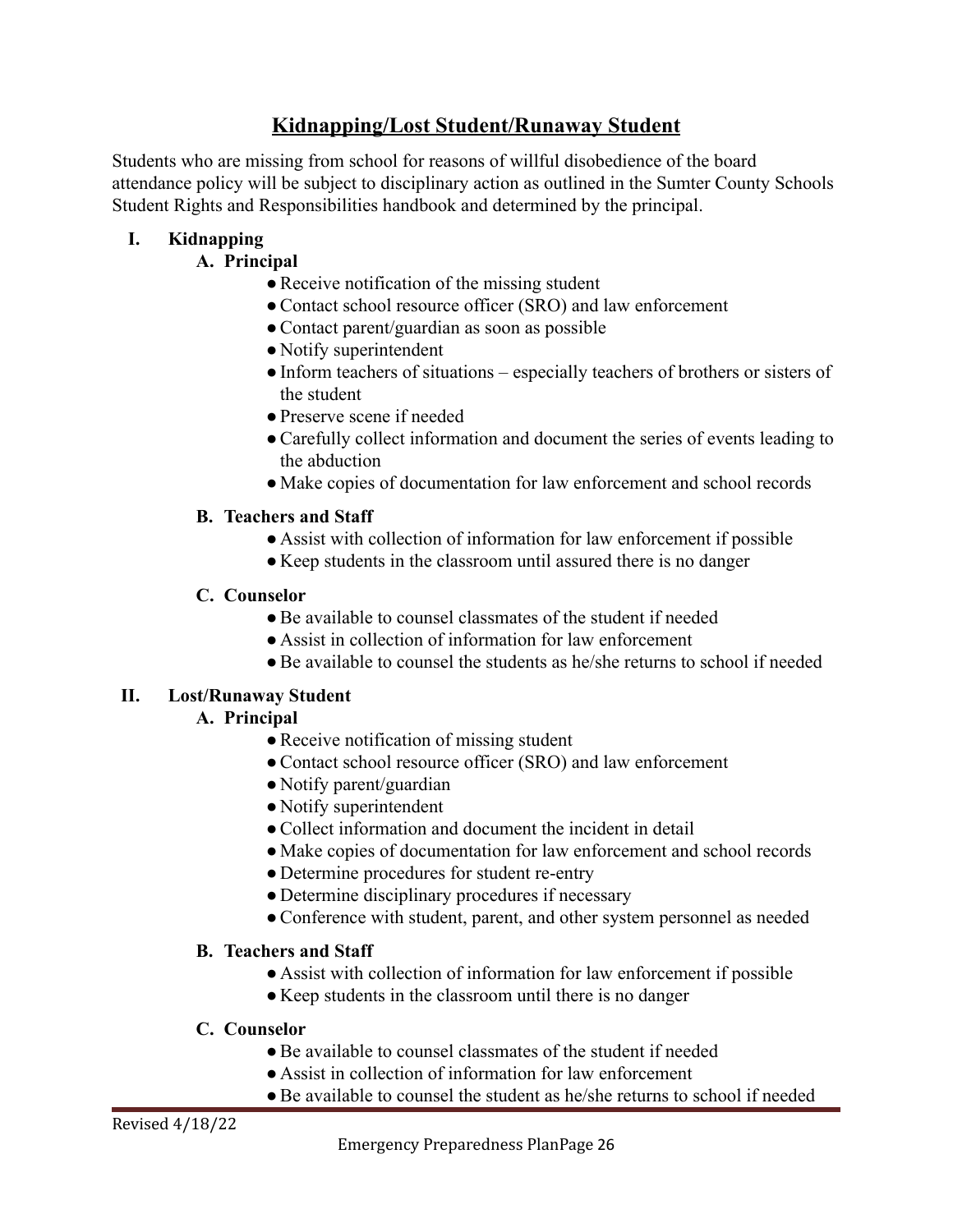# Kidnapping/Lost Student/Runaway Student

Students who are missing from school for reasons of willful disobedience of the board attendance policy will be subject to disciplinary action as outlined in the Sumter County Schools Student Rights and Responsibilities handbook and determined by the principal.

## I. Kidnapping

### A. Principal

- Receive notification of the missing student
- Contact school resource officer (SRO) and law enforcement
- Contact parent/guardian as soon as possible
- Notify superintendent
- Inform teachers of situations – especially teachers of brothers or sisters of the student
- Preserve scene if needed
- Carefully collect information and document the series of events leading to the abduction
- Make copies of documentation for law enforcement and school records

### B. Teachers and Staff

- Assist with collection of information for law enforcement if possible
- Keep students in the classroom until assured there is no danger

### C. Counselor

- Be available to counsel classmates of the student if needed
- Assist in collection of information for law enforcement
- Be available to counsel the students as he/she returns to school if needed

## II. Lost/Runaway Student

### A. Principal

- Receive notification of missing student
- Contact school resource officer (SRO) and law enforcement
- Notify parent/guardian
- Notify superintendent
- Collect information and document the incident in detail
- Make copies of documentation for law enforcement and school records
- Determine procedures for student re-entry
- Determine disciplinary procedures if necessary
- Conference with student, parent, and other system personnel as needed

### B. Teachers and Staff

- Assist with collection of information for law enforcement if possible
- Keep students in the classroom until there is no danger

### C. Counselor

- Be available to counsel classmates of the student if needed
- Assist in collection of information for law enforcement
- Be available to counsel the student as he/she returns to school if needed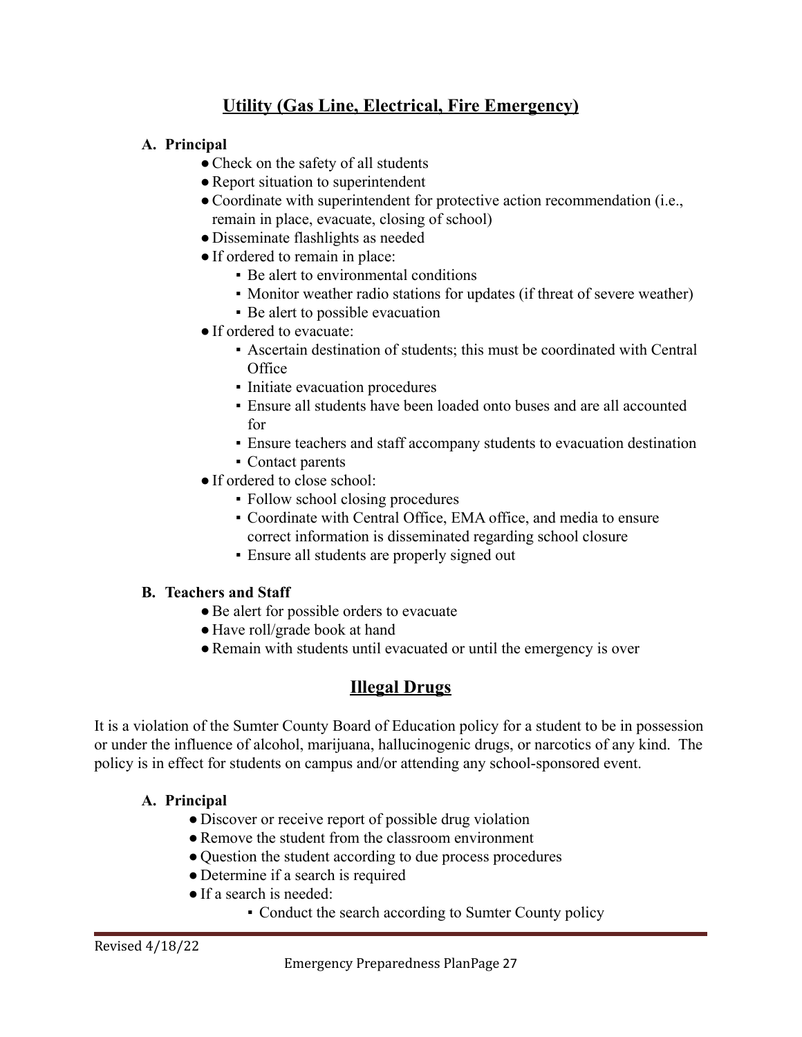## Utility (Gas Line, Electrical, Fire Emergency)

**A. Principal**

- Check on the safety of all students
- Report situation to superintendent
- Coordinate with superintendent for protective action recommendation (i.e., remain in place, evacuate, closing of school)
- Disseminate flashlights as needed
- If ordered to remain in place:
  - Be alert to environmental conditions
  - Monitor weather radio stations for updates (if threat of severe weather)
  - Be alert to possible evacuation
- If ordered to evacuate:
  - Ascertain destination of students; this must be coordinated with Central Office
  - Initiate evacuation procedures
  - Ensure all students have been loaded onto buses and are all accounted for
  - Ensure teachers and staff accompany students to evacuation destination
  - Contact parents
- If ordered to close school:
  - Follow school closing procedures
  - Coordinate with Central Office, EMA office, and media to ensure correct information is disseminated regarding school closure
  - Ensure all students are properly signed out

**B. Teachers and Staff**

- Be alert for possible orders to evacuate
- Have roll/grade book at hand
- Remain with students until evacuated or until the emergency is over

## Illegal Drugs

It is a violation of the Sumter County Board of Education policy for a student to be in possession or under the influence of alcohol, marijuana, hallucinogenic drugs, or narcotics of any kind. The policy is in effect for students on campus and/or attending any school-sponsored event.

**A. Principal**

- Discover or receive report of possible drug violation
- Remove the student from the classroom environment
- Question the student according to due process procedures
- Determine if a search is required
- If a search is needed:
  - Conduct the search according to Sumter County policy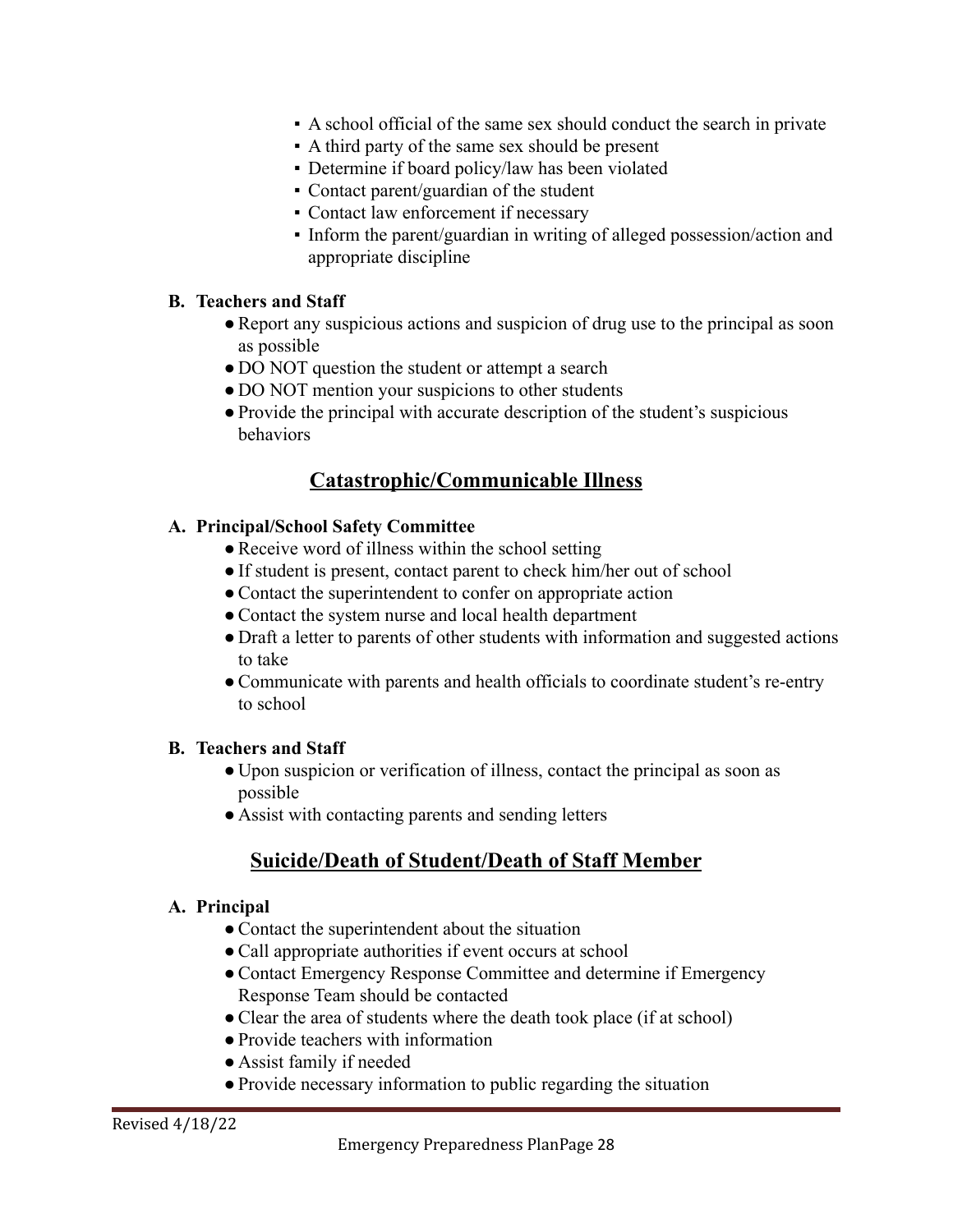- A school official of the same sex should conduct the search in private
- A third party of the same sex should be present
- Determine if board policy/law has been violated
- Contact parent/guardian of the student
- Contact law enforcement if necessary
- Inform the parent/guardian in writing of alleged possession/action and appropriate discipline

**B. Teachers and Staff**

- Report any suspicious actions and suspicion of drug use to the principal as soon as possible
- DO NOT question the student or attempt a search
- DO NOT mention your suspicions to other students
- Provide the principal with accurate description of the student's suspicious behaviors

## Catastrophic/Communicable Illness

**A. Principal/School Safety Committee**

- Receive word of illness within the school setting
- If student is present, contact parent to check him/her out of school
- Contact the superintendent to confer on appropriate action
- Contact the system nurse and local health department
- Draft a letter to parents of other students with information and suggested actions to take
- Communicate with parents and health officials to coordinate student's re-entry to school

**B. Teachers and Staff**

- Upon suspicion or verification of illness, contact the principal as soon as possible
- Assist with contacting parents and sending letters

## Suicide/Death of Student/Death of Staff Member

**A. Principal**

- Contact the superintendent about the situation
- Call appropriate authorities if event occurs at school
- Contact Emergency Response Committee and determine if Emergency Response Team should be contacted
- Clear the area of students where the death took place (if at school)
- Provide teachers with information
- Assist family if needed
- Provide necessary information to public regarding the situation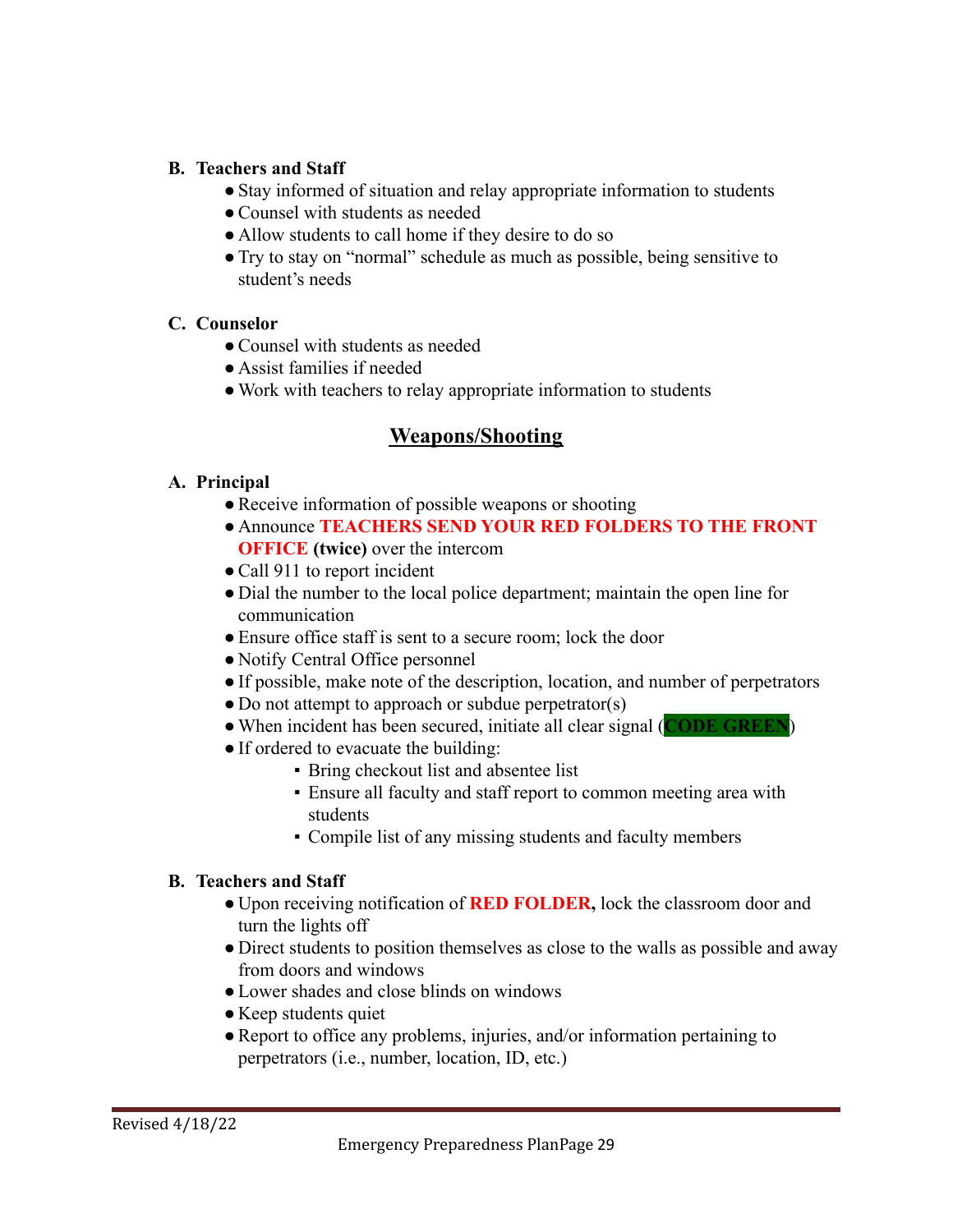**B. Teachers and Staff**

- Stay informed of situation and relay appropriate information to students
- Counsel with students as needed
- Allow students to call home if they desire to do so
- Try to stay on "normal" schedule as much as possible, being sensitive to student's needs

**C. Counselor**

- Counsel with students as needed
- Assist families if needed
- Work with teachers to relay appropriate information to students

## Weapons/Shooting

**A. Principal**

- Receive information of possible weapons or shooting
- Announce **TEACHERS SEND YOUR RED FOLDERS TO THE FRONT OFFICE (twice)** over the intercom
- Call 911 to report incident
- Dial the number to the local police department; maintain the open line for communication
- Ensure office staff is sent to a secure room; lock the door
- Notify Central Office personnel
- If possible, make note of the description, location, and number of perpetrators
- Do not attempt to approach or subdue perpetrator(s)
- When incident has been secured, initiate all clear signal (**CODE GREEN**)
- If ordered to evacuate the building:
  - Bring checkout list and absentee list
  - Ensure all faculty and staff report to common meeting area with students
  - Compile list of any missing students and faculty members

**B. Teachers and Staff**

- Upon receiving notification of **RED FOLDER,** lock the classroom door and turn the lights off
- Direct students to position themselves as close to the walls as possible and away from doors and windows
- Lower shades and close blinds on windows
- Keep students quiet
- Report to office any problems, injuries, and/or information pertaining to perpetrators (i.e., number, location, ID, etc.)

Revised 4/18/22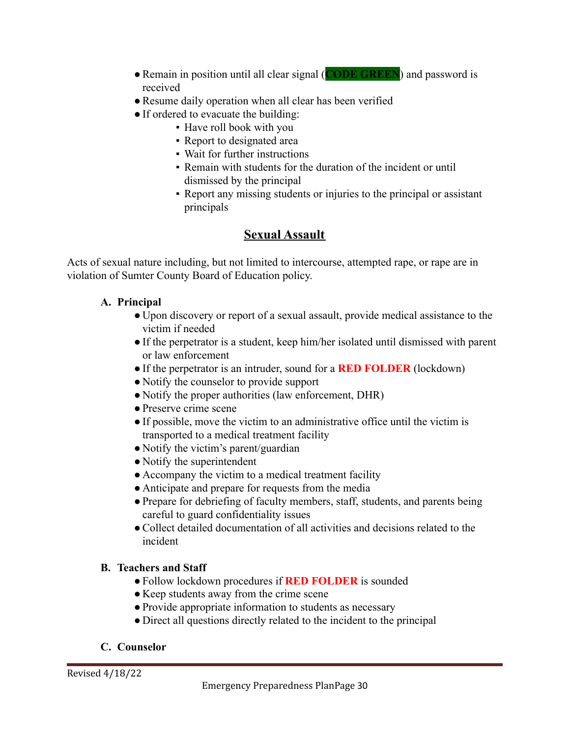- Remain in position until all clear signal (**CODE GREEN**) and password is received
- Resume daily operation when all clear has been verified
- If ordered to evacuate the building:
  - Have roll book with you
  - Report to designated area
  - Wait for further instructions
  - Remain with students for the duration of the incident or until dismissed by the principal
  - Report any missing students or injuries to the principal or assistant principals

## Sexual Assault

Acts of sexual nature including, but not limited to intercourse, attempted rape, or rape are in violation of Sumter County Board of Education policy.

**A. Principal**

- Upon discovery or report of a sexual assault, provide medical assistance to the victim if needed
- If the perpetrator is a student, keep him/her isolated until dismissed with parent or law enforcement
- If the perpetrator is an intruder, sound for a **RED FOLDER** (lockdown)
- Notify the counselor to provide support
- Notify the proper authorities (law enforcement, DHR)
- Preserve crime scene
- If possible, move the victim to an administrative office until the victim is transported to a medical treatment facility
- Notify the victim's parent/guardian
- Notify the superintendent
- Accompany the victim to a medical treatment facility
- Anticipate and prepare for requests from the media
- Prepare for debriefing of faculty members, staff, students, and parents being careful to guard confidentiality issues
- Collect detailed documentation of all activities and decisions related to the incident

**B. Teachers and Staff**

- Follow lockdown procedures if **RED FOLDER** is sounded
- Keep students away from the crime scene
- Provide appropriate information to students as necessary
- Direct all questions directly related to the incident to the principal

**C. Counselor**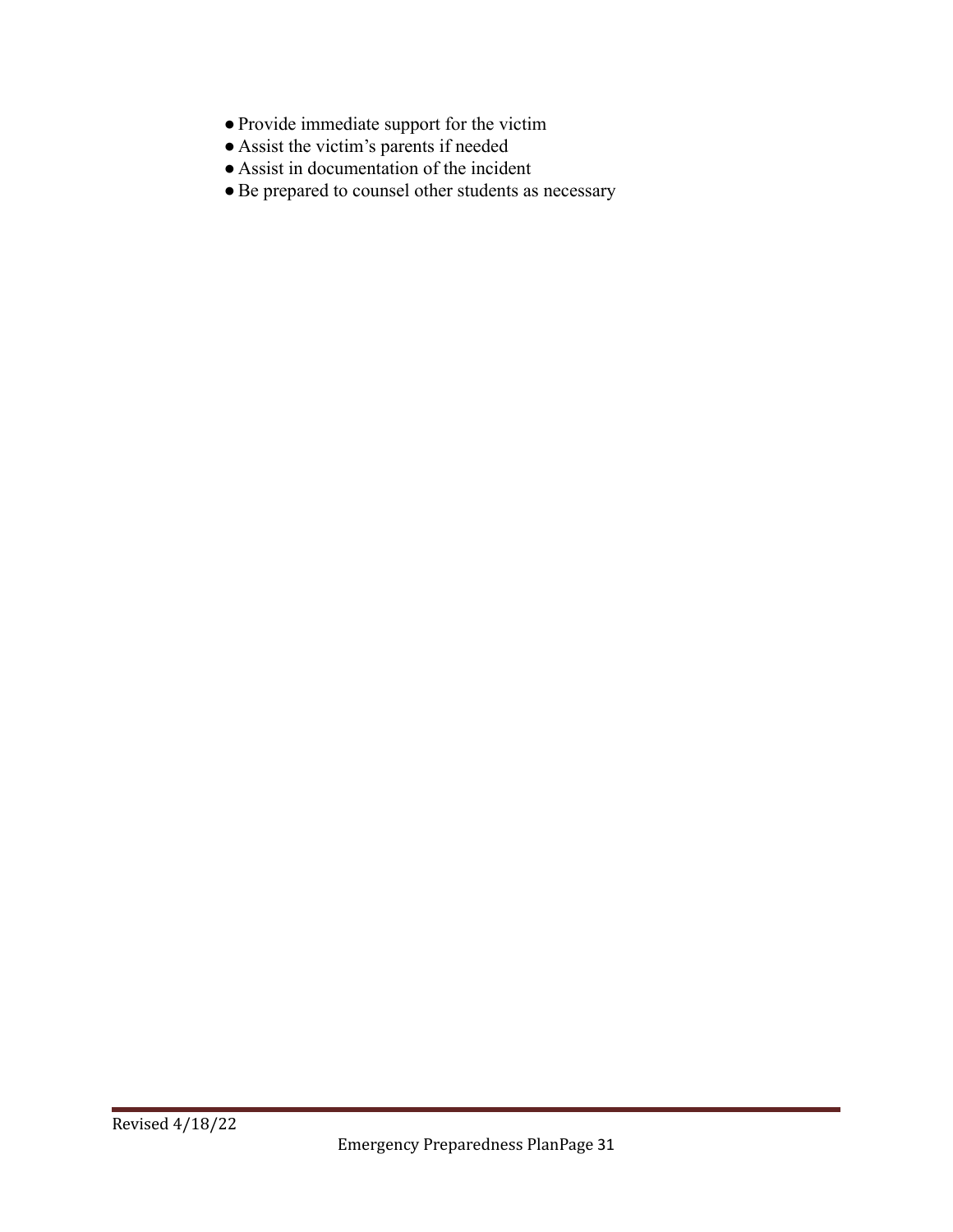- Provide immediate support for the victim
- Assist the victim's parents if needed
- Assist in documentation of the incident
- Be prepared to counsel other students as necessary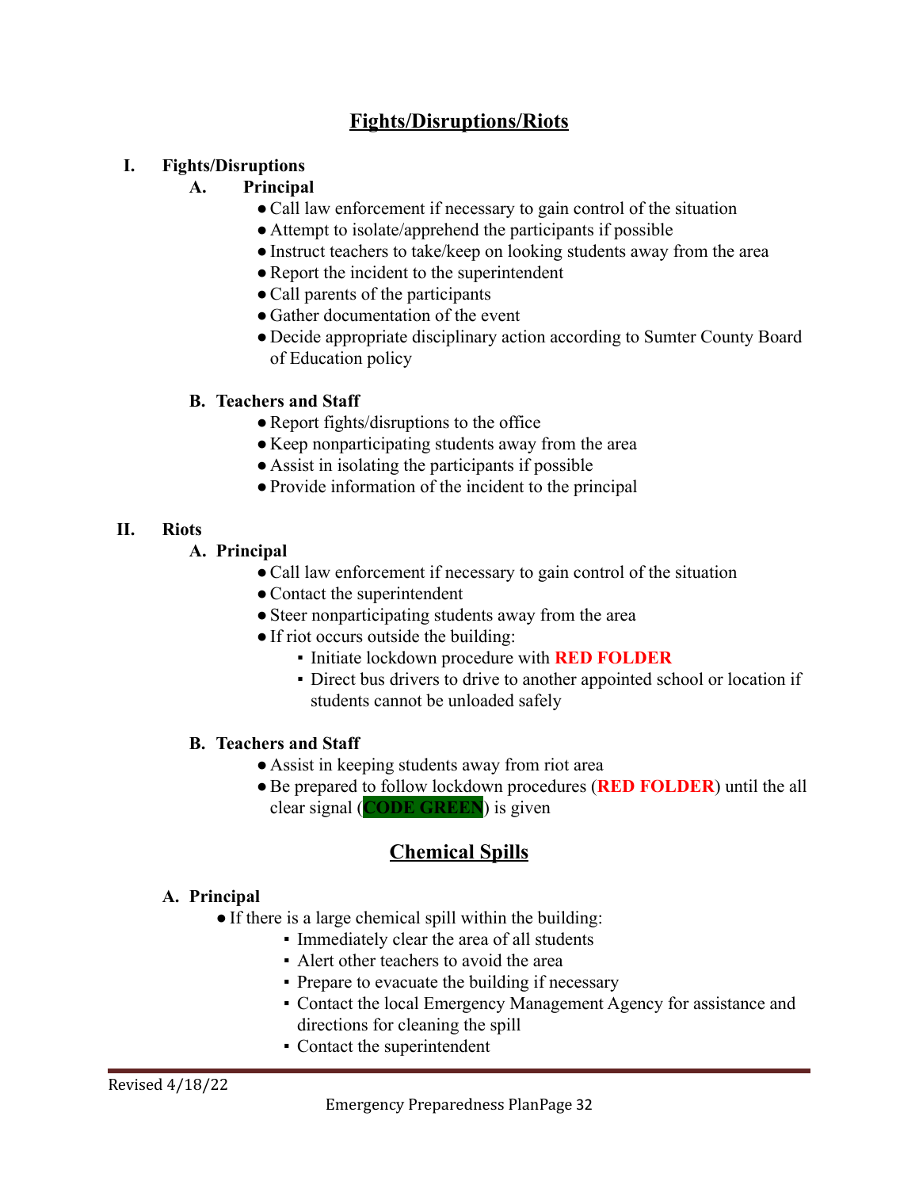# Fights/Disruptions/Riots

## I. Fights/Disruptions

### A. Principal

- Call law enforcement if necessary to gain control of the situation
- Attempt to isolate/apprehend the participants if possible
- Instruct teachers to take/keep on looking students away from the area
- Report the incident to the superintendent
- Call parents of the participants
- Gather documentation of the event
- Decide appropriate disciplinary action according to Sumter County Board of Education policy

### B. Teachers and Staff

- Report fights/disruptions to the office
- Keep nonparticipating students away from the area
- Assist in isolating the participants if possible
- Provide information of the incident to the principal

## II. Riots

### A. Principal

- Call law enforcement if necessary to gain control of the situation
- Contact the superintendent
- Steer nonparticipating students away from the area
- If riot occurs outside the building:
  - Initiate lockdown procedure with **RED FOLDER**
  - Direct bus drivers to drive to another appointed school or location if students cannot be unloaded safely

### B. Teachers and Staff

- Assist in keeping students away from riot area
- Be prepared to follow lockdown procedures (**RED FOLDER**) until the all clear signal (**CODE GREEN**) is given

# Chemical Spills

### A. Principal

- If there is a large chemical spill within the building:
  - Immediately clear the area of all students
  - Alert other teachers to avoid the area
  - Prepare to evacuate the building if necessary
  - Contact the local Emergency Management Agency for assistance and directions for cleaning the spill
  - Contact the superintendent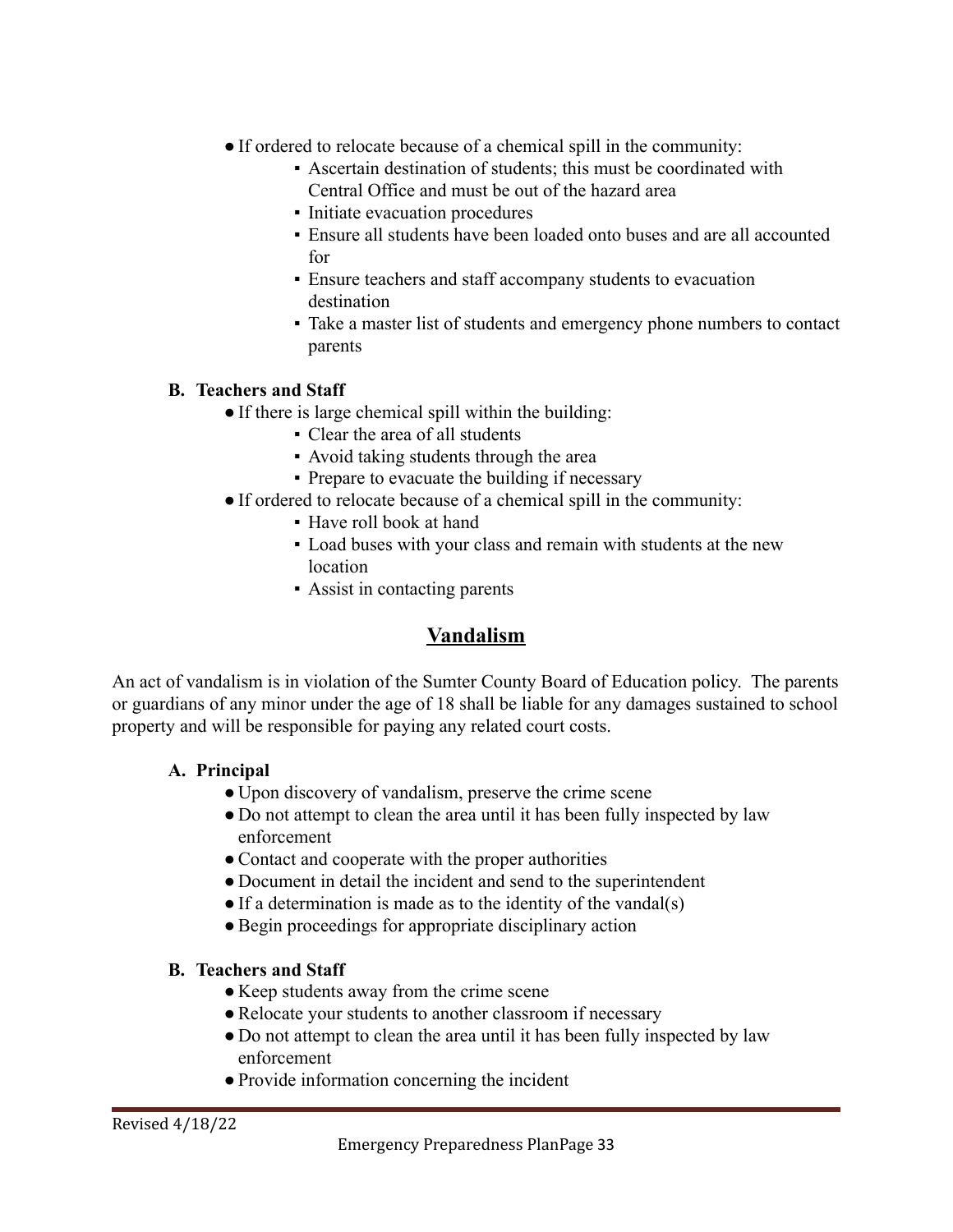- If ordered to relocate because of a chemical spill in the community:
    - Ascertain destination of students; this must be coordinated with Central Office and must be out of the hazard area
    - Initiate evacuation procedures
    - Ensure all students have been loaded onto buses and are all accounted for
    - Ensure teachers and staff accompany students to evacuation destination
    - Take a master list of students and emergency phone numbers to contact parents

**B. Teachers and Staff**

- If there is large chemical spill within the building:
    - Clear the area of all students
    - Avoid taking students through the area
    - Prepare to evacuate the building if necessary
- If ordered to relocate because of a chemical spill in the community:
    - Have roll book at hand
    - Load buses with your class and remain with students at the new location
    - Assist in contacting parents

## Vandalism

An act of vandalism is in violation of the Sumter County Board of Education policy. The parents or guardians of any minor under the age of 18 shall be liable for any damages sustained to school property and will be responsible for paying any related court costs.

**A. Principal**

- Upon discovery of vandalism, preserve the crime scene
- Do not attempt to clean the area until it has been fully inspected by law enforcement
- Contact and cooperate with the proper authorities
- Document in detail the incident and send to the superintendent
- If a determination is made as to the identity of the vandal(s)
- Begin proceedings for appropriate disciplinary action

**B. Teachers and Staff**

- Keep students away from the crime scene
- Relocate your students to another classroom if necessary
- Do not attempt to clean the area until it has been fully inspected by law enforcement
- Provide information concerning the incident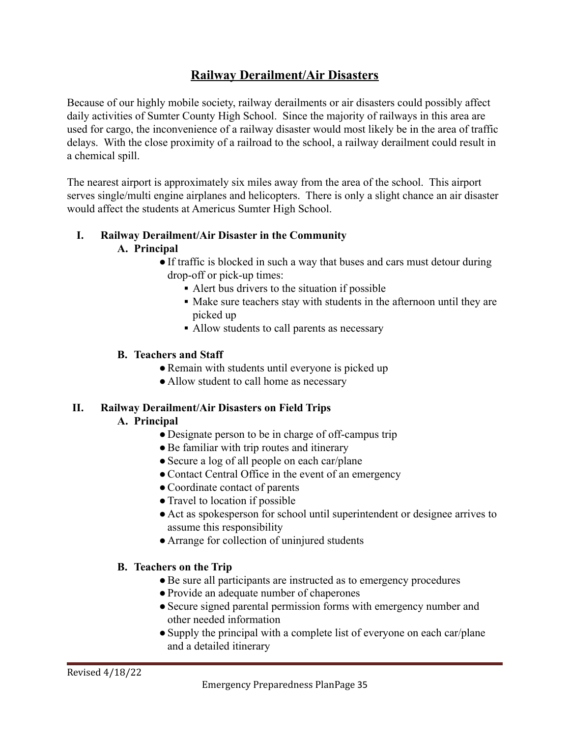## Railway Derailment/Air Disasters

Because of our highly mobile society, railway derailments or air disasters could possibly affect daily activities of Sumter County High School. Since the majority of railways in this area are used for cargo, the inconvenience of a railway disaster would most likely be in the area of traffic delays. With the close proximity of a railroad to the school, a railway derailment could result in a chemical spill.

The nearest airport is approximately six miles away from the area of the school. This airport serves single/multi engine airplanes and helicopters. There is only a slight chance an air disaster would affect the students at Americus Sumter High School.

### I. Railway Derailment/Air Disaster in the Community

#### A. Principal

- If traffic is blocked in such a way that buses and cars must detour during drop-off or pick-up times:
  - Alert bus drivers to the situation if possible
  - Make sure teachers stay with students in the afternoon until they are picked up
  - Allow students to call parents as necessary

#### B. Teachers and Staff

- Remain with students until everyone is picked up
- Allow student to call home as necessary

### II. Railway Derailment/Air Disasters on Field Trips

#### A. Principal

- Designate person to be in charge of off-campus trip
- Be familiar with trip routes and itinerary
- Secure a log of all people on each car/plane
- Contact Central Office in the event of an emergency
- Coordinate contact of parents
- Travel to location if possible
- Act as spokesperson for school until superintendent or designee arrives to assume this responsibility
- Arrange for collection of uninjured students

#### B. Teachers on the Trip

- Be sure all participants are instructed as to emergency procedures
- Provide an adequate number of chaperones
- Secure signed parental permission forms with emergency number and other needed information
- Supply the principal with a complete list of everyone on each car/plane and a detailed itinerary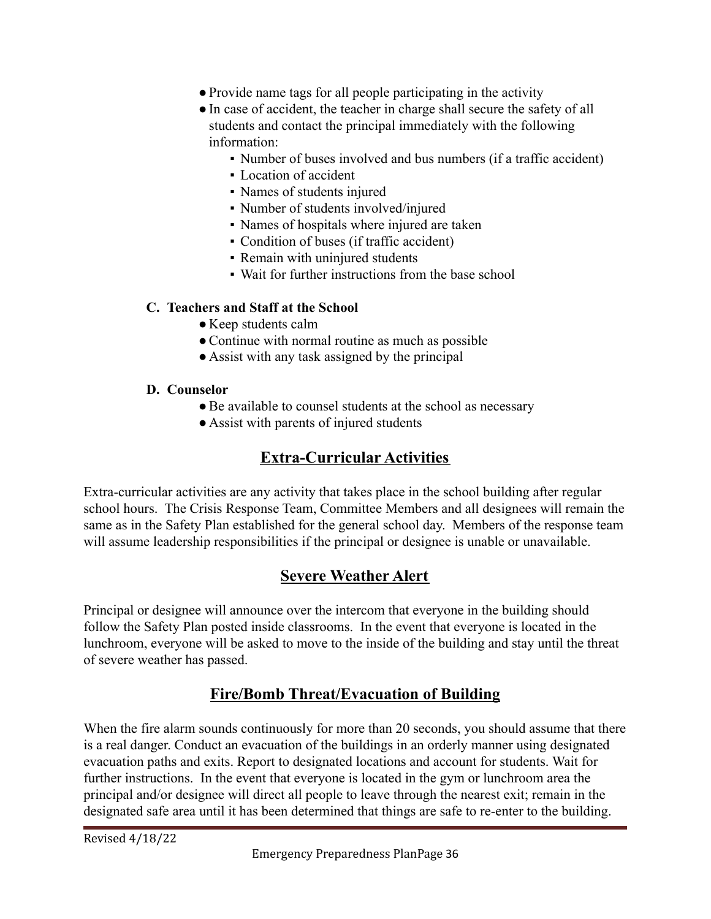- Provide name tags for all people participating in the activity
- In case of accident, the teacher in charge shall secure the safety of all students and contact the principal immediately with the following information:
  - Number of buses involved and bus numbers (if a traffic accident)
  - Location of accident
  - Names of students injured
  - Number of students involved/injured
  - Names of hospitals where injured are taken
  - Condition of buses (if traffic accident)
  - Remain with uninjured students
  - Wait for further instructions from the base school

**C. Teachers and Staff at the School**

- Keep students calm
- Continue with normal routine as much as possible
- Assist with any task assigned by the principal

**D. Counselor**

- Be available to counsel students at the school as necessary
- Assist with parents of injured students

## Extra-Curricular Activities

Extra-curricular activities are any activity that takes place in the school building after regular school hours. The Crisis Response Team, Committee Members and all designees will remain the same as in the Safety Plan established for the general school day. Members of the response team will assume leadership responsibilities if the principal or designee is unable or unavailable.

## Severe Weather Alert

Principal or designee will announce over the intercom that everyone in the building should follow the Safety Plan posted inside classrooms. In the event that everyone is located in the lunchroom, everyone will be asked to move to the inside of the building and stay until the threat of severe weather has passed.

## Fire/Bomb Threat/Evacuation of Building

When the fire alarm sounds continuously for more than 20 seconds, you should assume that there is a real danger. Conduct an evacuation of the buildings in an orderly manner using designated evacuation paths and exits. Report to designated locations and account for students. Wait for further instructions. In the event that everyone is located in the gym or lunchroom area the principal and/or designee will direct all people to leave through the nearest exit; remain in the designated safe area until it has been determined that things are safe to re-enter to the building.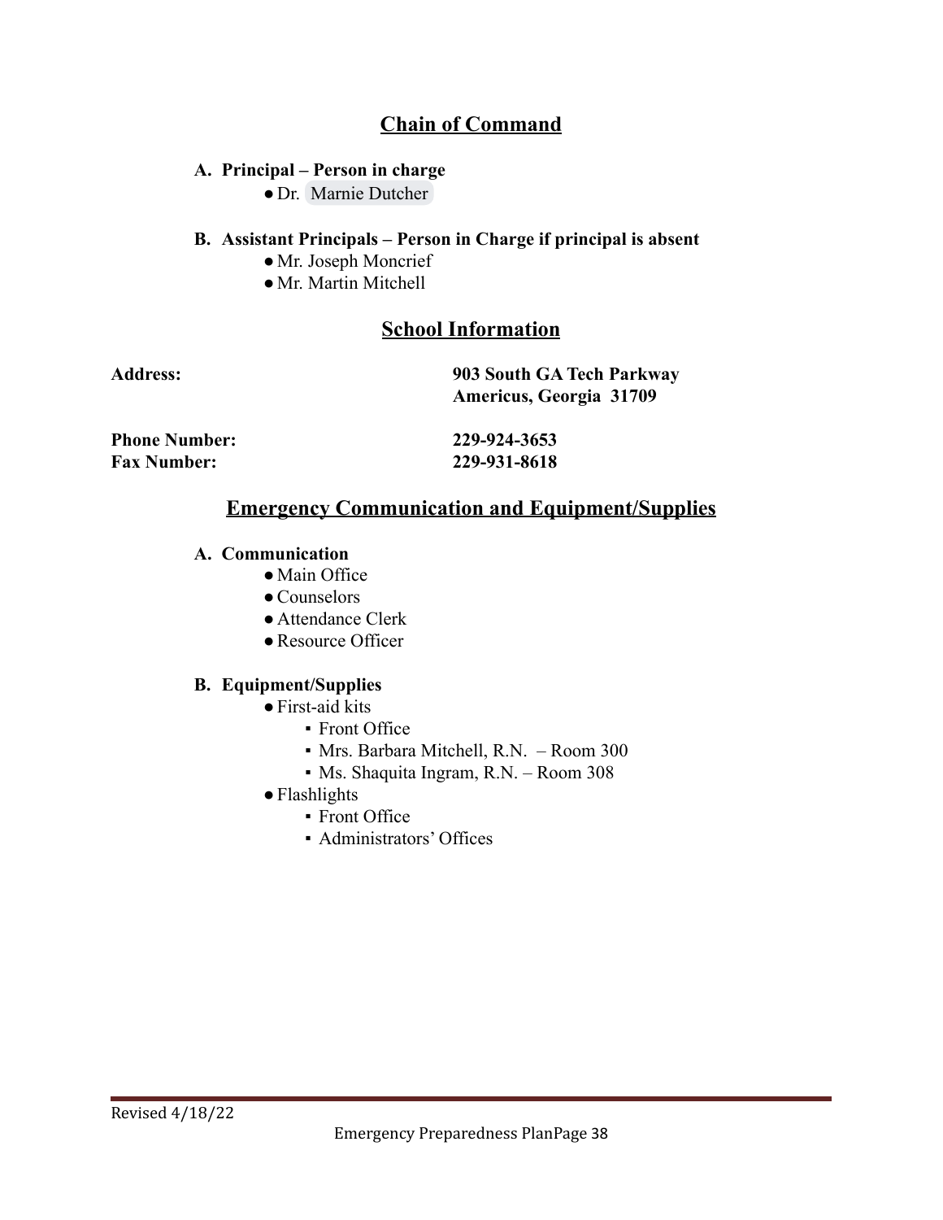## Chain of Command

**A. Principal – Person in charge**

- Dr. Marnie Dutcher

**B. Assistant Principals – Person in Charge if principal is absent**

- Mr. Joseph Moncrief
- Mr. Martin Mitchell

## School Information

| | |
|---|---|
| **Address:** | **903 South GA Tech Parkway**<br>**Americus, Georgia 31709** |
| **Phone Number:** | **229-924-3653** |
| **Fax Number:** | **229-931-8618** |

## Emergency Communication and Equipment/Supplies

**A. Communication**

- Main Office
- Counselors
- Attendance Clerk
- Resource Officer

**B. Equipment/Supplies**

- First-aid kits
  - Front Office
  - Mrs. Barbara Mitchell, R.N. – Room 300
  - Ms. Shaquita Ingram, R.N. – Room 308
- Flashlights
  - Front Office
  - Administrators' Offices

Revised 4/18/22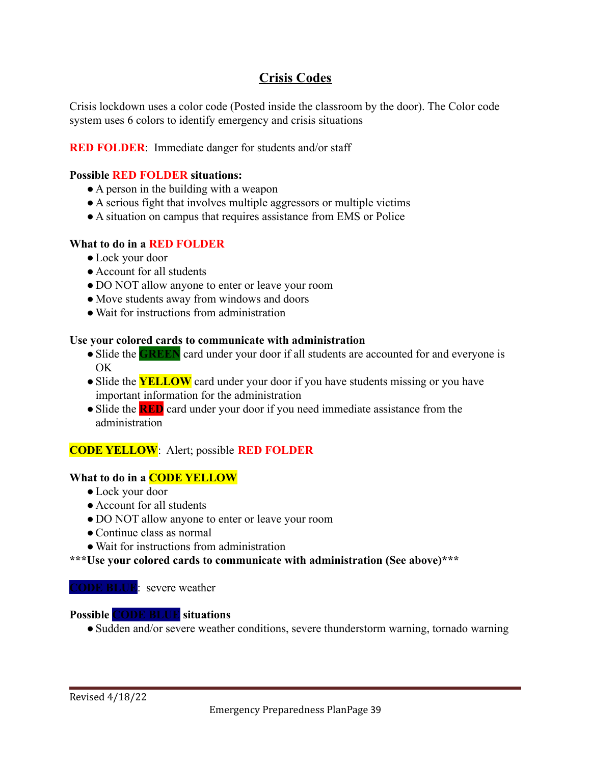# Crisis Codes

Crisis lockdown uses a color code (Posted inside the classroom by the door). The Color code system uses 6 colors to identify emergency and crisis situations

**RED FOLDER**: Immediate danger for students and/or staff

**Possible RED FOLDER situations:**

- A person in the building with a weapon
- A serious fight that involves multiple aggressors or multiple victims
- A situation on campus that requires assistance from EMS or Police

**What to do in a RED FOLDER**

- Lock your door
- Account for all students
- DO NOT allow anyone to enter or leave your room
- Move students away from windows and doors
- Wait for instructions from administration

**Use your colored cards to communicate with administration**

- Slide the **GREEN** card under your door if all students are accounted for and everyone is OK
- Slide the **YELLOW** card under your door if you have students missing or you have important information for the administration
- Slide the **RED** card under your door if you need immediate assistance from the administration

**CODE YELLOW**: Alert; possible **RED FOLDER**

**What to do in a CODE YELLOW**

- Lock your door
- Account for all students
- DO NOT allow anyone to enter or leave your room
- Continue class as normal
- Wait for instructions from administration

**\*\*\*Use your colored cards to communicate with administration (See above)\*\*\***

**CODE BLUE**: severe weather

**Possible CODE BLUE situations**

- Sudden and/or severe weather conditions, severe thunderstorm warning, tornado warning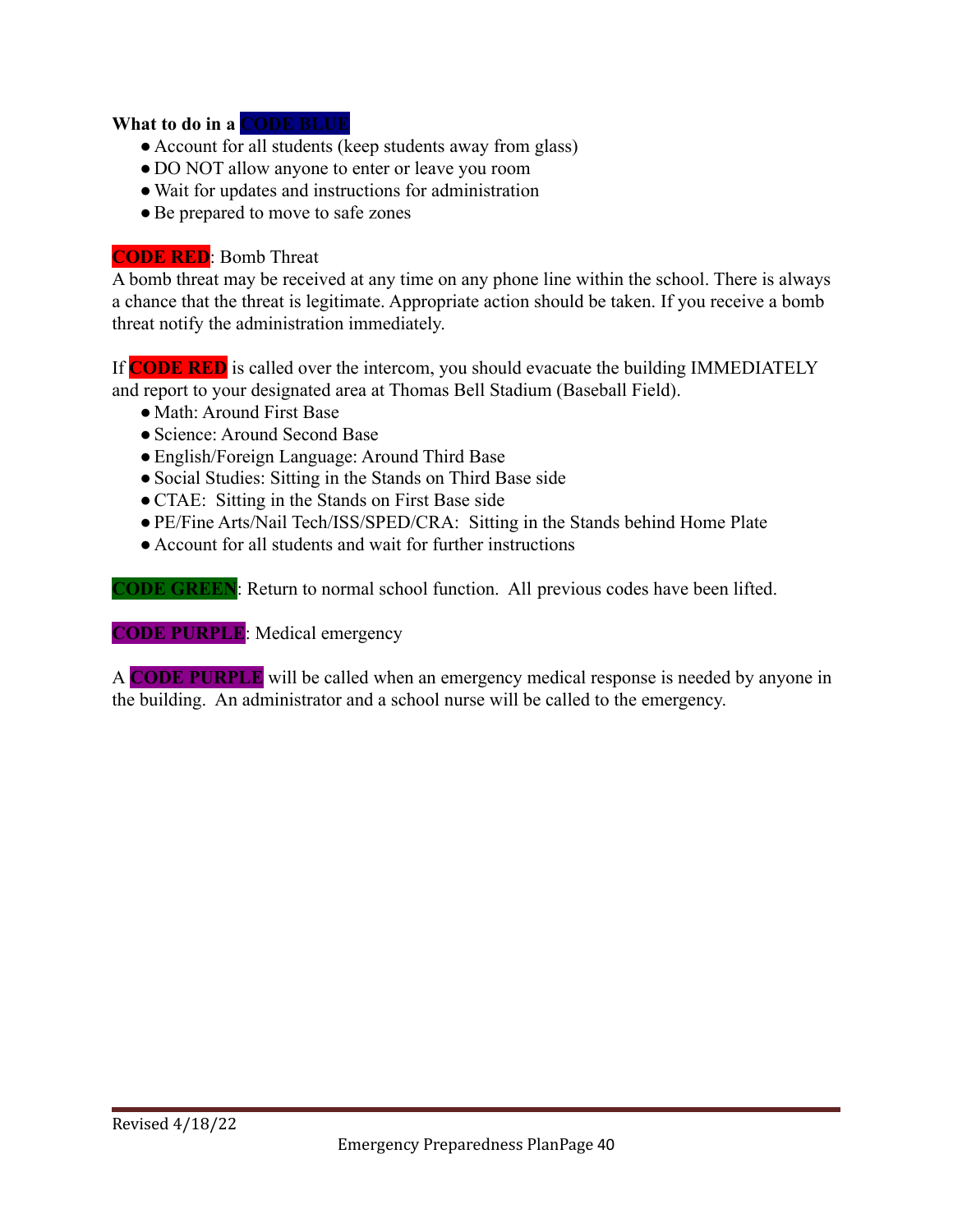**What to do in a CODE BLUE**

- Account for all students (keep students away from glass)
- DO NOT allow anyone to enter or leave you room
- Wait for updates and instructions for administration
- Be prepared to move to safe zones

**CODE RED**: Bomb Threat

A bomb threat may be received at any time on any phone line within the school. There is always a chance that the threat is legitimate. Appropriate action should be taken. If you receive a bomb threat notify the administration immediately.

If **CODE RED** is called over the intercom, you should evacuate the building IMMEDIATELY and report to your designated area at Thomas Bell Stadium (Baseball Field).

- Math: Around First Base
- Science: Around Second Base
- English/Foreign Language: Around Third Base
- Social Studies: Sitting in the Stands on Third Base side
- CTAE: Sitting in the Stands on First Base side
- PE/Fine Arts/Nail Tech/ISS/SPED/CRA: Sitting in the Stands behind Home Plate
- Account for all students and wait for further instructions

**CODE GREEN**: Return to normal school function. All previous codes have been lifted.

**CODE PURPLE**: Medical emergency

A **CODE PURPLE** will be called when an emergency medical response is needed by anyone in the building. An administrator and a school nurse will be called to the emergency.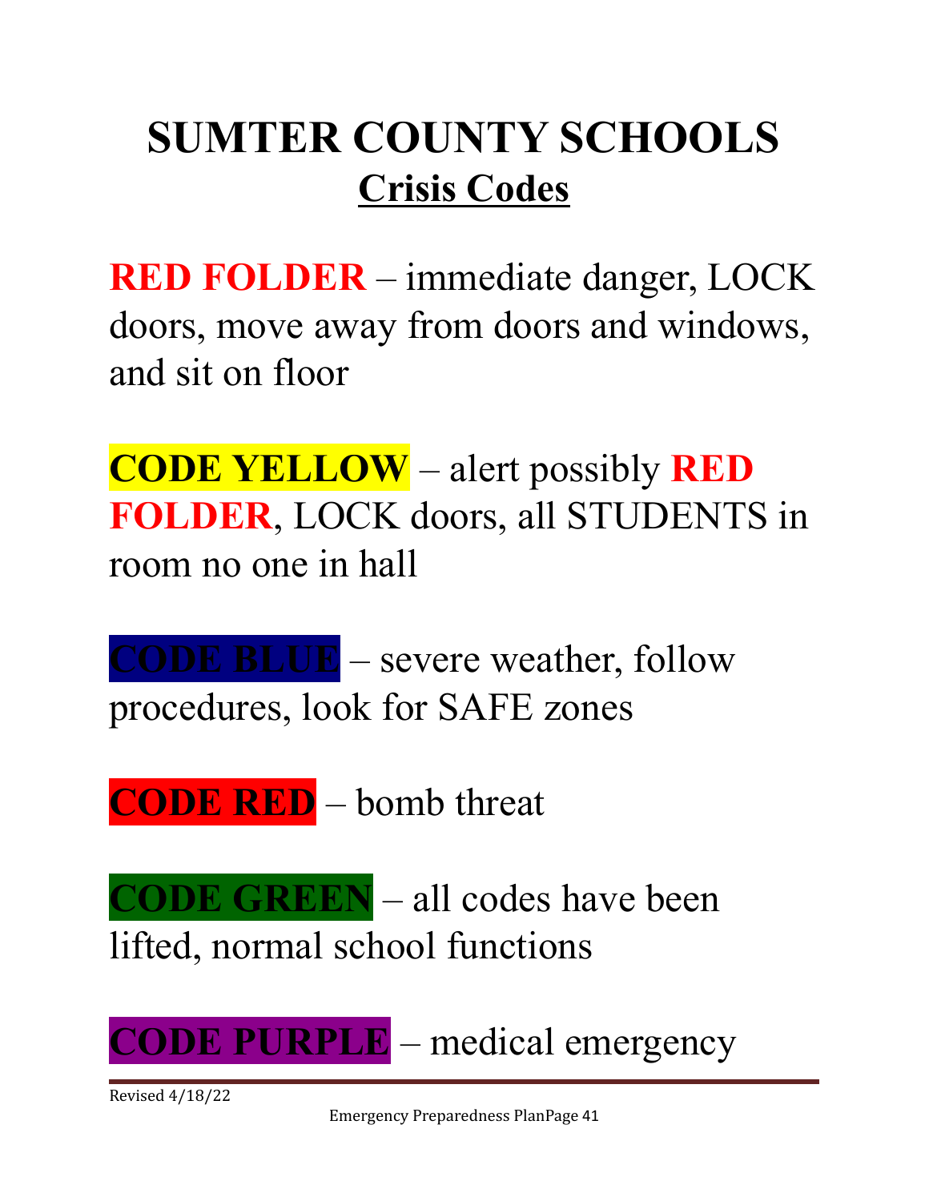# SUMTER COUNTY SCHOOLS

## Crisis Codes

**RED FOLDER** – immediate danger, LOCK doors, move away from doors and windows, and sit on floor

**CODE YELLOW** – alert possibly **RED FOLDER**, LOCK doors, all STUDENTS in room no one in hall

**CODE BLUE** – severe weather, follow procedures, look for SAFE zones

**CODE RED** – bomb threat

**CODE GREEN** – all codes have been lifted, normal school functions

**CODE PURPLE** – medical emergency

Revised 4/18/22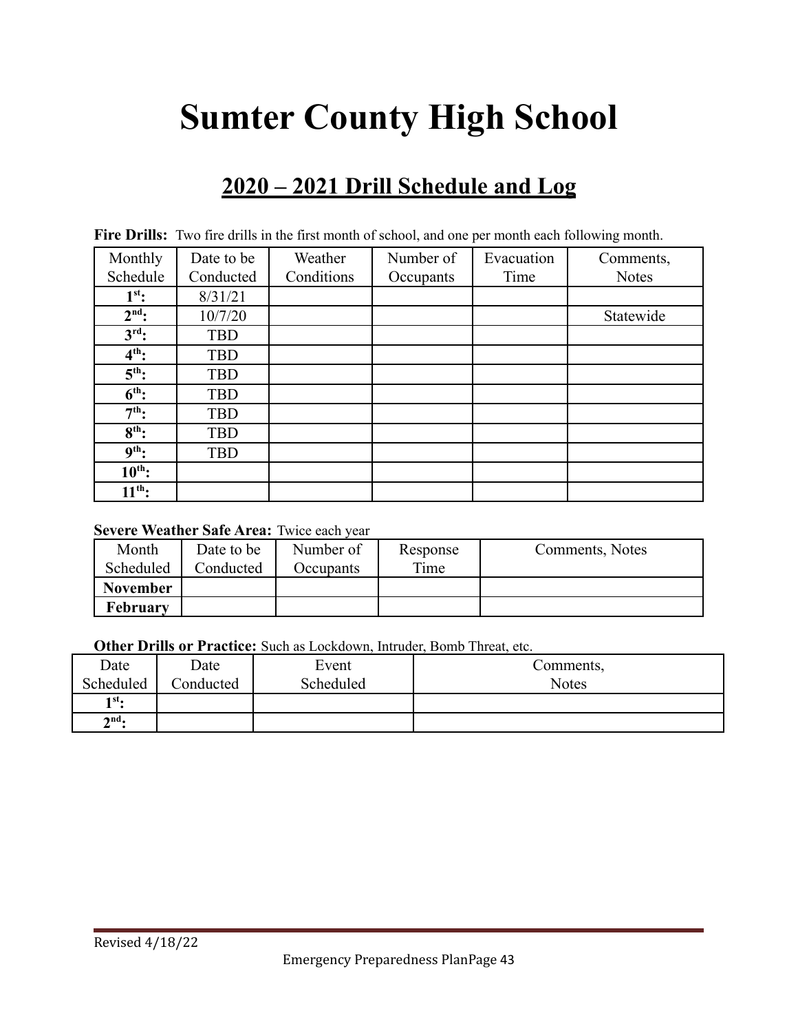# Sumter County High School

## 2020 – 2021 Drill Schedule and Log

**Fire Drills:** Two fire drills in the first month of school, and one per month each following month.

| Monthly Schedule | Date to be Conducted | Weather Conditions | Number of Occupants | Evacuation Time | Comments, Notes |
|---|---|---|---|---|---|
| **1st:** | 8/31/21 | | | | |
| **2nd:** | 10/7/20 | | | | Statewide |
| **3rd:** | TBD | | | | |
| **4th:** | TBD | | | | |
| **5th:** | TBD | | | | |
| **6th:** | TBD | | | | |
| **7th:** | TBD | | | | |
| **8th:** | TBD | | | | |
| **9th:** | TBD | | | | |
| **10th:** | | | | | |
| **11th:** | | | | | |

**Severe Weather Safe Area:** Twice each year

| Month Scheduled | Date to be Conducted | Number of Occupants | Response Time | Comments, Notes |
|---|---|---|---|---|
| **November** | | | | |
| **February** | | | | |

**Other Drills or Practice:** Such as Lockdown, Intruder, Bomb Threat, etc.

| Date Scheduled | Date Conducted | Event Scheduled | Comments, Notes |
|---|---|---|---|
| **1st:** | | | |
| **2nd:** | | | |

Revised 4/18/22

Emergency Preparedness Plan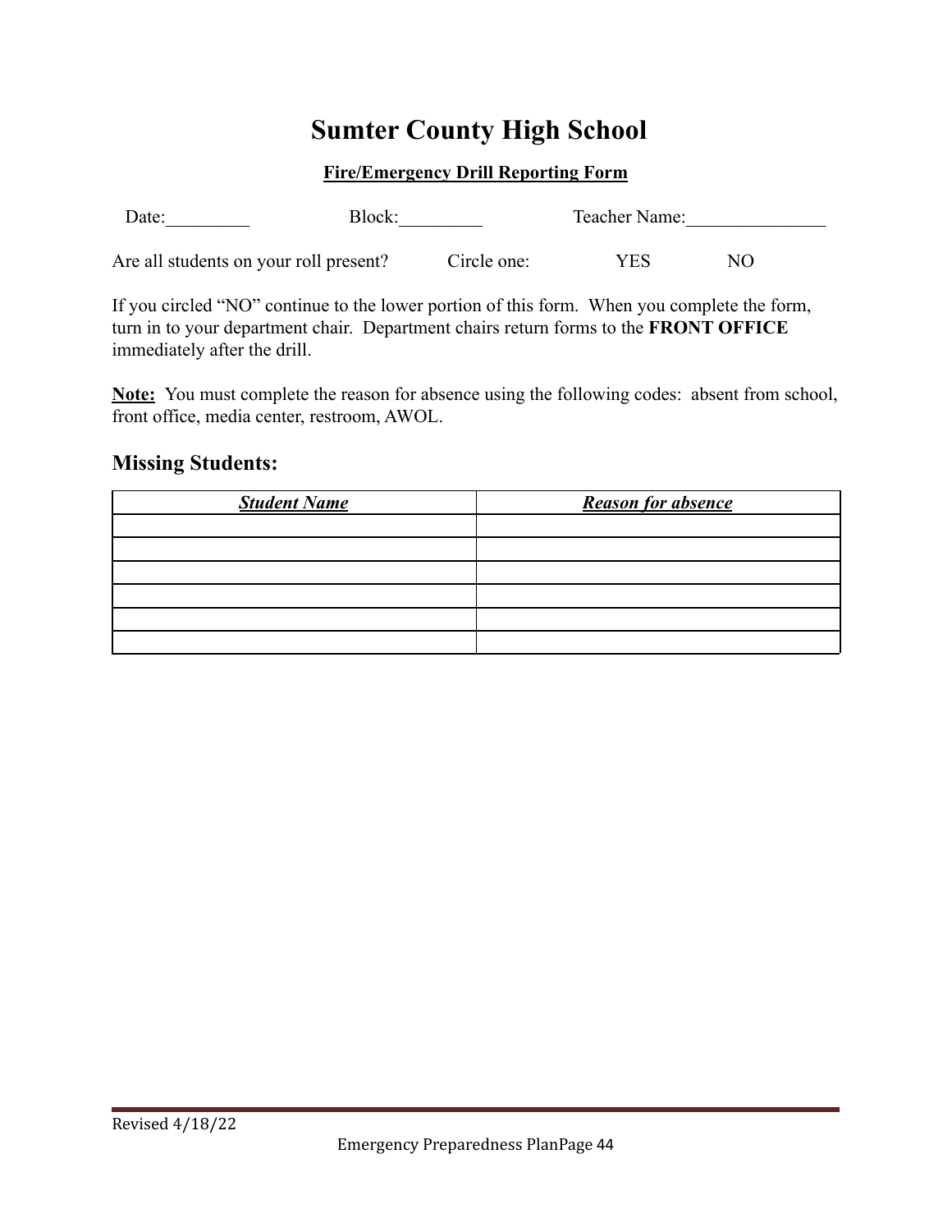# Sumter County High School

**Fire/Emergency Drill Reporting Form**

Date:_________ Block:_________ Teacher Name:_______________

Are all students on your roll present? Circle one: YES NO

If you circled "NO" continue to the lower portion of this form. When you complete the form, turn in to your department chair. Department chairs return forms to the **FRONT OFFICE** immediately after the drill.

**Note:** You must complete the reason for absence using the following codes: absent from school, front office, media center, restroom, AWOL.

## Missing Students:

| ***Student Name*** | ***Reason for absence*** |
| --- | --- |
| | |
| | |
| | |
| | |
| | |
| | |

Revised 4/18/22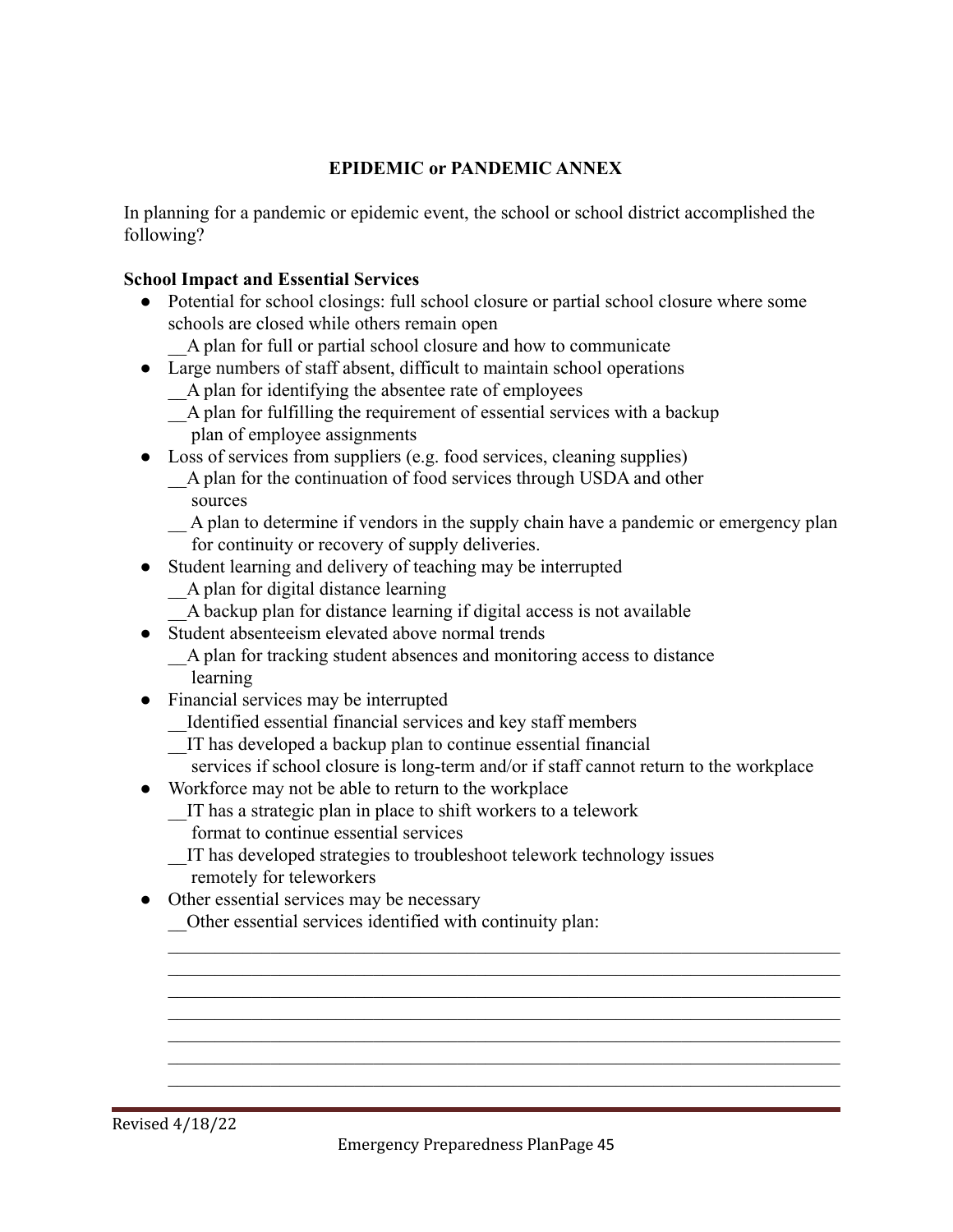## EPIDEMIC or PANDEMIC ANNEX

In planning for a pandemic or epidemic event, the school or school district accomplished the following?

**School Impact and Essential Services**

- Potential for school closings: full school closure or partial school closure where some schools are closed while others remain open
  __A plan for full or partial school closure and how to communicate
- Large numbers of staff absent, difficult to maintain school operations
  __A plan for identifying the absentee rate of employees
  __A plan for fulfilling the requirement of essential services with a backup plan of employee assignments
- Loss of services from suppliers (e.g. food services, cleaning supplies)
  __A plan for the continuation of food services through USDA and other sources
  __ A plan to determine if vendors in the supply chain have a pandemic or emergency plan for continuity or recovery of supply deliveries.
- Student learning and delivery of teaching may be interrupted
  __A plan for digital distance learning
  __A backup plan for distance learning if digital access is not available
- Student absenteeism elevated above normal trends
  __A plan for tracking student absences and monitoring access to distance learning
- Financial services may be interrupted
  __Identified essential financial services and key staff members
  __IT has developed a backup plan to continue essential financial services if school closure is long-term and/or if staff cannot return to the workplace
- Workforce may not be able to return to the workplace
  __IT has a strategic plan in place to shift workers to a telework format to continue essential services
  __IT has developed strategies to troubleshoot telework technology issues remotely for teleworkers
- Other essential services may be necessary
  __Other essential services identified with continuity plan:

________________________________________________________________________
________________________________________________________________________
________________________________________________________________________
________________________________________________________________________
________________________________________________________________________
________________________________________________________________________
________________________________________________________________________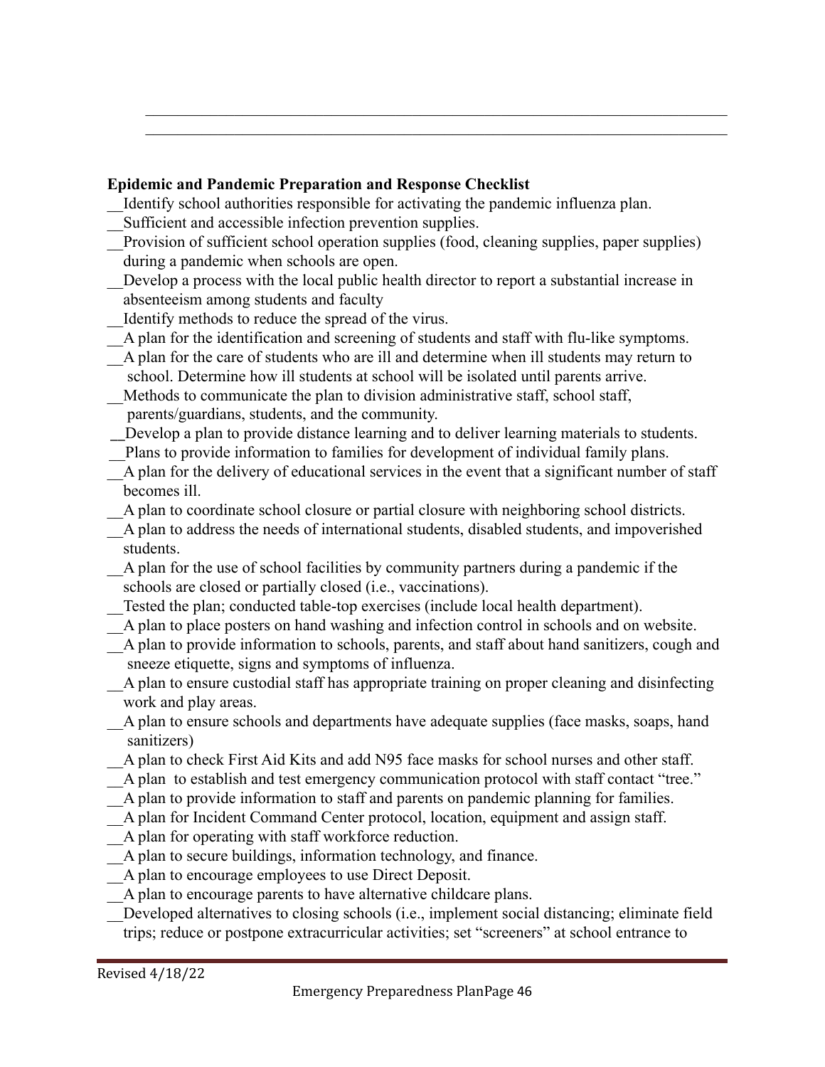**Epidemic and Pandemic Preparation and Response Checklist**

__Identify school authorities responsible for activating the pandemic influenza plan.

__Sufficient and accessible infection prevention supplies.

__Provision of sufficient school operation supplies (food, cleaning supplies, paper supplies) during a pandemic when schools are open.

__Develop a process with the local public health director to report a substantial increase in absenteeism among students and faculty

__Identify methods to reduce the spread of the virus.

__A plan for the identification and screening of students and staff with flu-like symptoms.

__A plan for the care of students who are ill and determine when ill students may return to school. Determine how ill students at school will be isolated until parents arrive.

__Methods to communicate the plan to division administrative staff, school staff, parents/guardians, students, and the community.

__Develop a plan to provide distance learning and to deliver learning materials to students.

__Plans to provide information to families for development of individual family plans.

__A plan for the delivery of educational services in the event that a significant number of staff becomes ill.

__A plan to coordinate school closure or partial closure with neighboring school districts.

__A plan to address the needs of international students, disabled students, and impoverished students.

__A plan for the use of school facilities by community partners during a pandemic if the schools are closed or partially closed (i.e., vaccinations).

__Tested the plan; conducted table-top exercises (include local health department).

__A plan to place posters on hand washing and infection control in schools and on website.

__A plan to provide information to schools, parents, and staff about hand sanitizers, cough and sneeze etiquette, signs and symptoms of influenza.

__A plan to ensure custodial staff has appropriate training on proper cleaning and disinfecting work and play areas.

__A plan to ensure schools and departments have adequate supplies (face masks, soaps, hand sanitizers)

__A plan to check First Aid Kits and add N95 face masks for school nurses and other staff.

__A plan to establish and test emergency communication protocol with staff contact "tree."

__A plan to provide information to staff and parents on pandemic planning for families.

__A plan for Incident Command Center protocol, location, equipment and assign staff.

__A plan for operating with staff workforce reduction.

__A plan to secure buildings, information technology, and finance.

__A plan to encourage employees to use Direct Deposit.

__A plan to encourage parents to have alternative childcare plans.

__Developed alternatives to closing schools (i.e., implement social distancing; eliminate field trips; reduce or postpone extracurricular activities; set "screeners" at school entrance to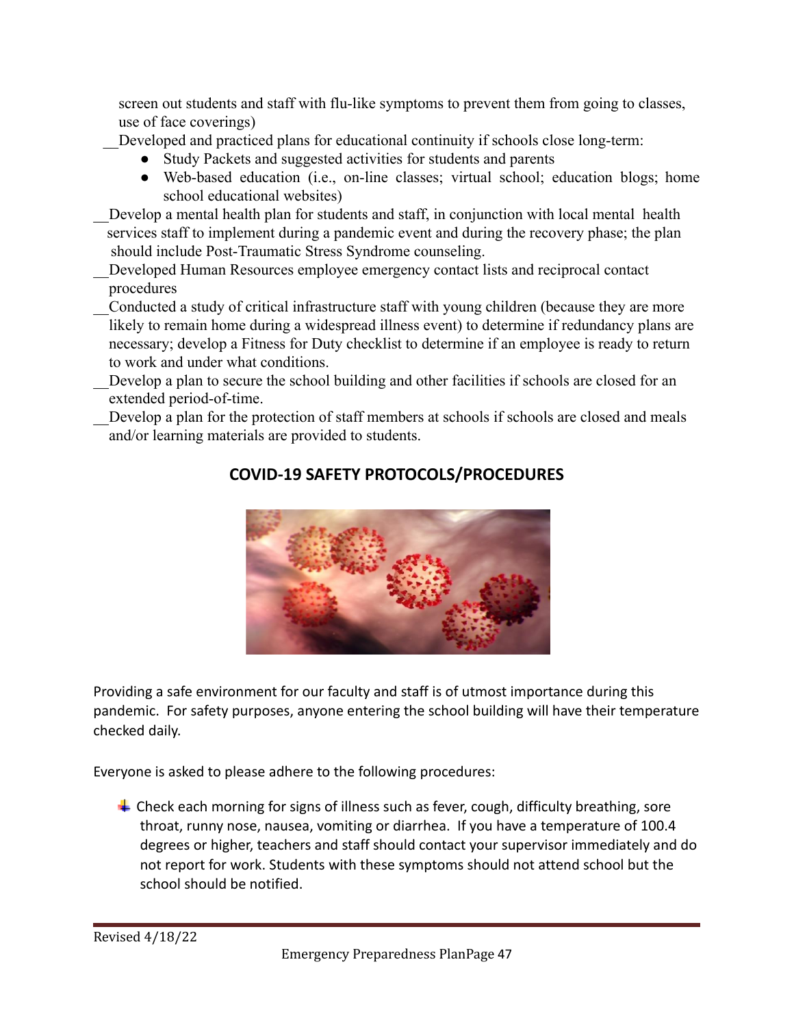screen out students and staff with flu-like symptoms to prevent them from going to classes, use of face coverings)

__Developed and practiced plans for educational continuity if schools close long-term:

- Study Packets and suggested activities for students and parents
- Web-based education (i.e., on-line classes; virtual school; education blogs; home school educational websites)

__Develop a mental health plan for students and staff, in conjunction with local mental health services staff to implement during a pandemic event and during the recovery phase; the plan should include Post-Traumatic Stress Syndrome counseling.

__Developed Human Resources employee emergency contact lists and reciprocal contact procedures

__Conducted a study of critical infrastructure staff with young children (because they are more likely to remain home during a widespread illness event) to determine if redundancy plans are necessary; develop a Fitness for Duty checklist to determine if an employee is ready to return to work and under what conditions.

__Develop a plan to secure the school building and other facilities if schools are closed for an extended period-of-time.

__Develop a plan for the protection of staff members at schools if schools are closed and meals and/or learning materials are provided to students.

## COVID-19 SAFETY PROTOCOLS/PROCEDURES

Providing a safe environment for our faculty and staff is of utmost importance during this pandemic. For safety purposes, anyone entering the school building will have their temperature checked daily.

Everyone is asked to please adhere to the following procedures:

- Check each morning for signs of illness such as fever, cough, difficulty breathing, sore throat, runny nose, nausea, vomiting or diarrhea. If you have a temperature of 100.4 degrees or higher, teachers and staff should contact your supervisor immediately and do not report for work. Students with these symptoms should not attend school but the school should be notified.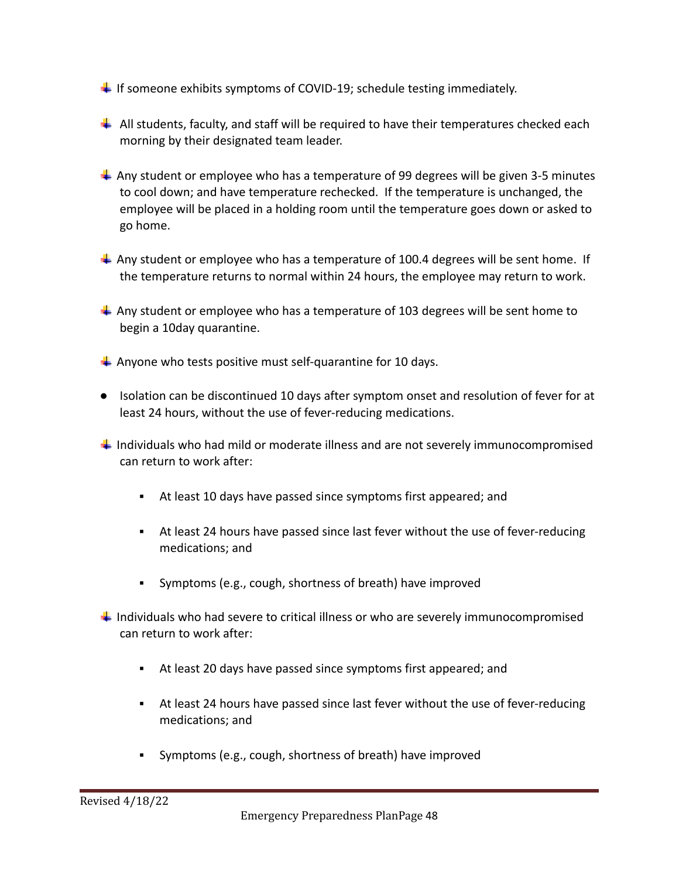- If someone exhibits symptoms of COVID-19; schedule testing immediately.

- All students, faculty, and staff will be required to have their temperatures checked each morning by their designated team leader.

- Any student or employee who has a temperature of 99 degrees will be given 3-5 minutes to cool down; and have temperature rechecked. If the temperature is unchanged, the employee will be placed in a holding room until the temperature goes down or asked to go home.

- Any student or employee who has a temperature of 100.4 degrees will be sent home. If the temperature returns to normal within 24 hours, the employee may return to work.

- Any student or employee who has a temperature of 103 degrees will be sent home to begin a 10day quarantine.

- Anyone who tests positive must self-quarantine for 10 days.

- Isolation can be discontinued 10 days after symptom onset and resolution of fever for at least 24 hours, without the use of fever-reducing medications.

- Individuals who had mild or moderate illness and are not severely immunocompromised can return to work after:

  - At least 10 days have passed since symptoms first appeared; and

  - At least 24 hours have passed since last fever without the use of fever-reducing medications; and

  - Symptoms (e.g., cough, shortness of breath) have improved

- Individuals who had severe to critical illness or who are severely immunocompromised can return to work after:

  - At least 20 days have passed since symptoms first appeared; and

  - At least 24 hours have passed since last fever without the use of fever-reducing medications; and

  - Symptoms (e.g., cough, shortness of breath) have improved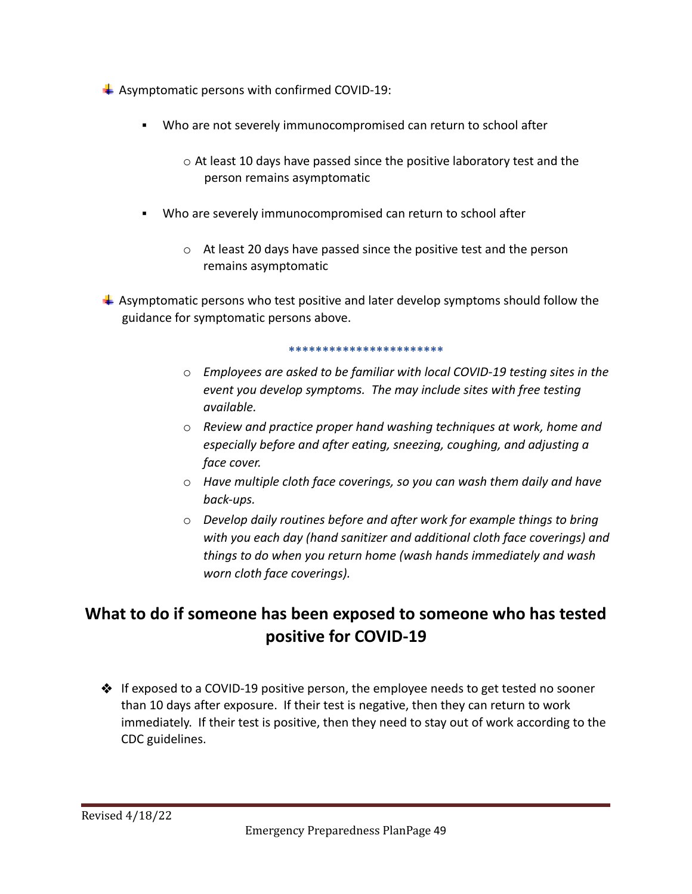- Asymptomatic persons with confirmed COVID-19:
    - Who are not severely immunocompromised can return to school after
        - At least 10 days have passed since the positive laboratory test and the person remains asymptomatic
    - Who are severely immunocompromised can return to school after
        - At least 20 days have passed since the positive test and the person remains asymptomatic
- Asymptomatic persons who test positive and later develop symptoms should follow the guidance for symptomatic persons above.

***********************

- *Employees are asked to be familiar with local COVID-19 testing sites in the event you develop symptoms. The may include sites with free testing available.*
- *Review and practice proper hand washing techniques at work, home and especially before and after eating, sneezing, coughing, and adjusting a face cover.*
- *Have multiple cloth face coverings, so you can wash them daily and have back-ups.*
- *Develop daily routines before and after work for example things to bring with you each day (hand sanitizer and additional cloth face coverings) and things to do when you return home (wash hands immediately and wash worn cloth face coverings).*

## What to do if someone has been exposed to someone who has tested positive for COVID-19

- If exposed to a COVID-19 positive person, the employee needs to get tested no sooner than 10 days after exposure. If their test is negative, then they can return to work immediately. If their test is positive, then they need to stay out of work according to the CDC guidelines.

Revised 4/18/22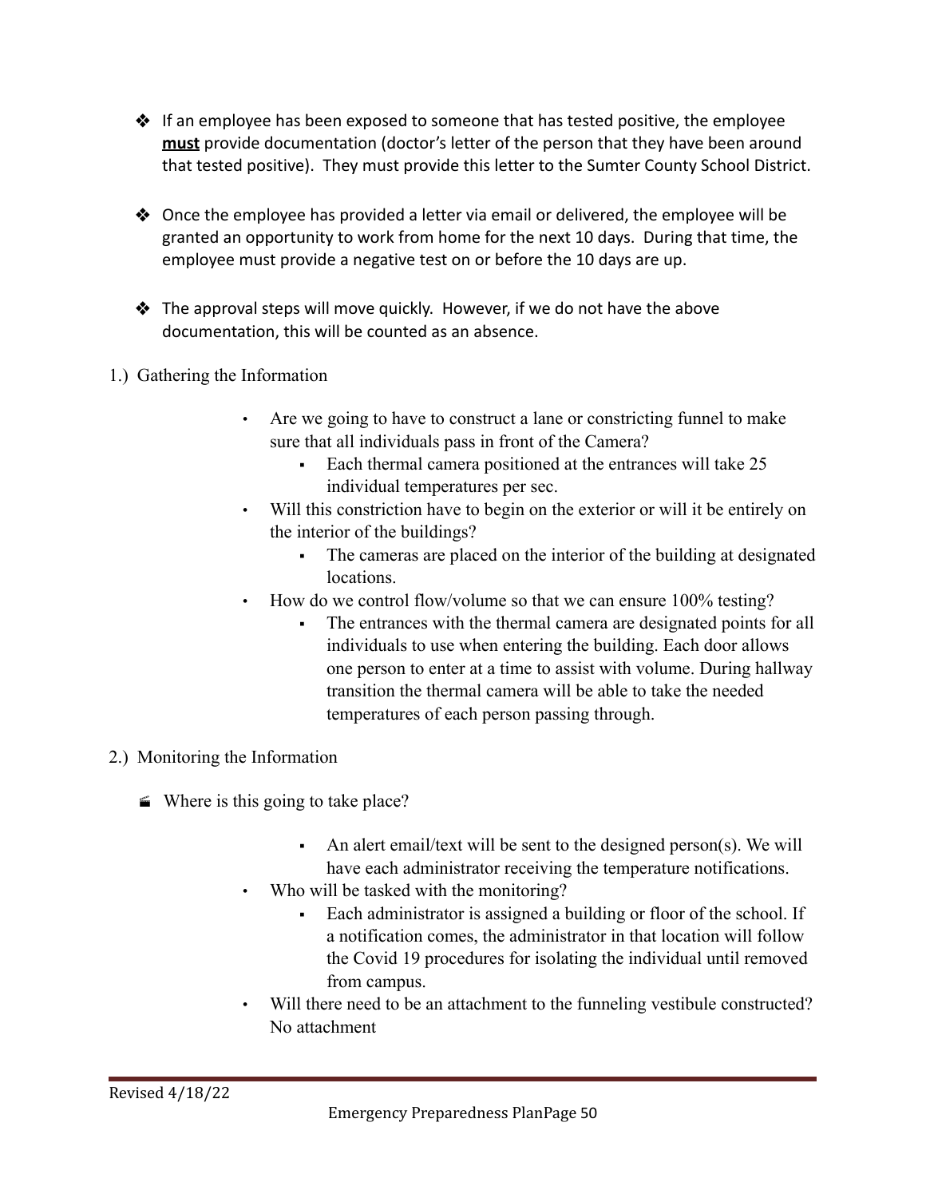- If an employee has been exposed to someone that has tested positive, the employee **must** provide documentation (doctor's letter of the person that they have been around that tested positive). They must provide this letter to the Sumter County School District.

- Once the employee has provided a letter via email or delivered, the employee will be granted an opportunity to work from home for the next 10 days. During that time, the employee must provide a negative test on or before the 10 days are up.

- The approval steps will move quickly. However, if we do not have the above documentation, this will be counted as an absence.

1.) Gathering the Information

- Are we going to have to construct a lane or constricting funnel to make sure that all individuals pass in front of the Camera?
  - Each thermal camera positioned at the entrances will take 25 individual temperatures per sec.
- Will this constriction have to begin on the exterior or will it be entirely on the interior of the buildings?
  - The cameras are placed on the interior of the building at designated locations.
- How do we control flow/volume so that we can ensure 100% testing?
  - The entrances with the thermal camera are designated points for all individuals to use when entering the building. Each door allows one person to enter at a time to assist with volume. During hallway transition the thermal camera will be able to take the needed temperatures of each person passing through.

2.) Monitoring the Information

- Where is this going to take place?
  - An alert email/text will be sent to the designed person(s). We will have each administrator receiving the temperature notifications.
- Who will be tasked with the monitoring?
  - Each administrator is assigned a building or floor of the school. If a notification comes, the administrator in that location will follow the Covid 19 procedures for isolating the individual until removed from campus.
- Will there need to be an attachment to the funneling vestibule constructed? No attachment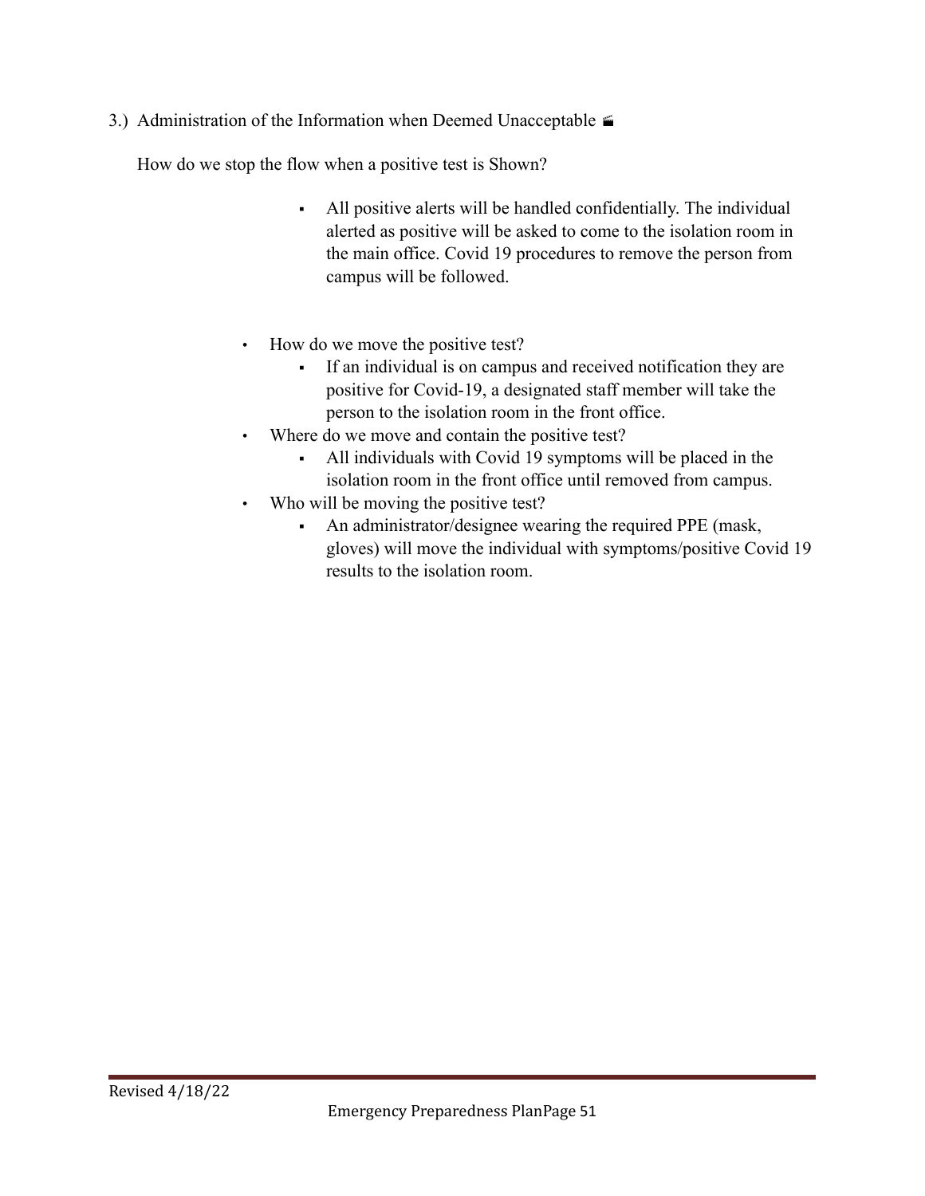3.) Administration of the Information when Deemed Unacceptable 🎬

How do we stop the flow when a positive test is Shown?

- All positive alerts will be handled confidentially. The individual alerted as positive will be asked to come to the isolation room in the main office. Covid 19 procedures to remove the person from campus will be followed.

- How do we move the positive test?
  - If an individual is on campus and received notification they are positive for Covid-19, a designated staff member will take the person to the isolation room in the front office.
- Where do we move and contain the positive test?
  - All individuals with Covid 19 symptoms will be placed in the isolation room in the front office until removed from campus.
- Who will be moving the positive test?
  - An administrator/designee wearing the required PPE (mask, gloves) will move the individual with symptoms/positive Covid 19 results to the isolation room.